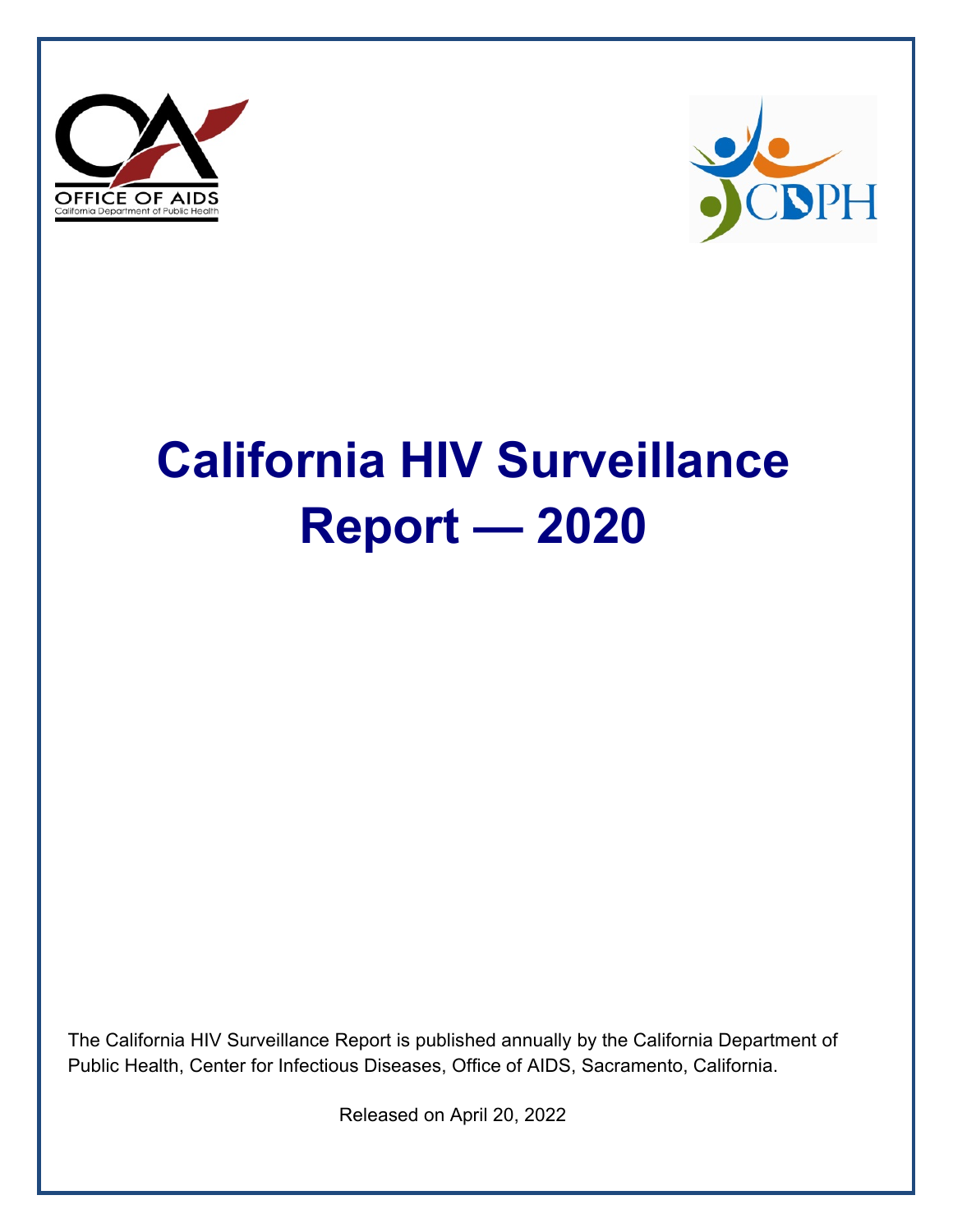OFFICE OF AIDS
California Department of Public Health

CDPH

# California HIV Surveillance Report — 2020

The California HIV Surveillance Report is published annually by the California Department of Public Health, Center for Infectious Diseases, Office of AIDS, Sacramento, California.

Released on April 20, 2022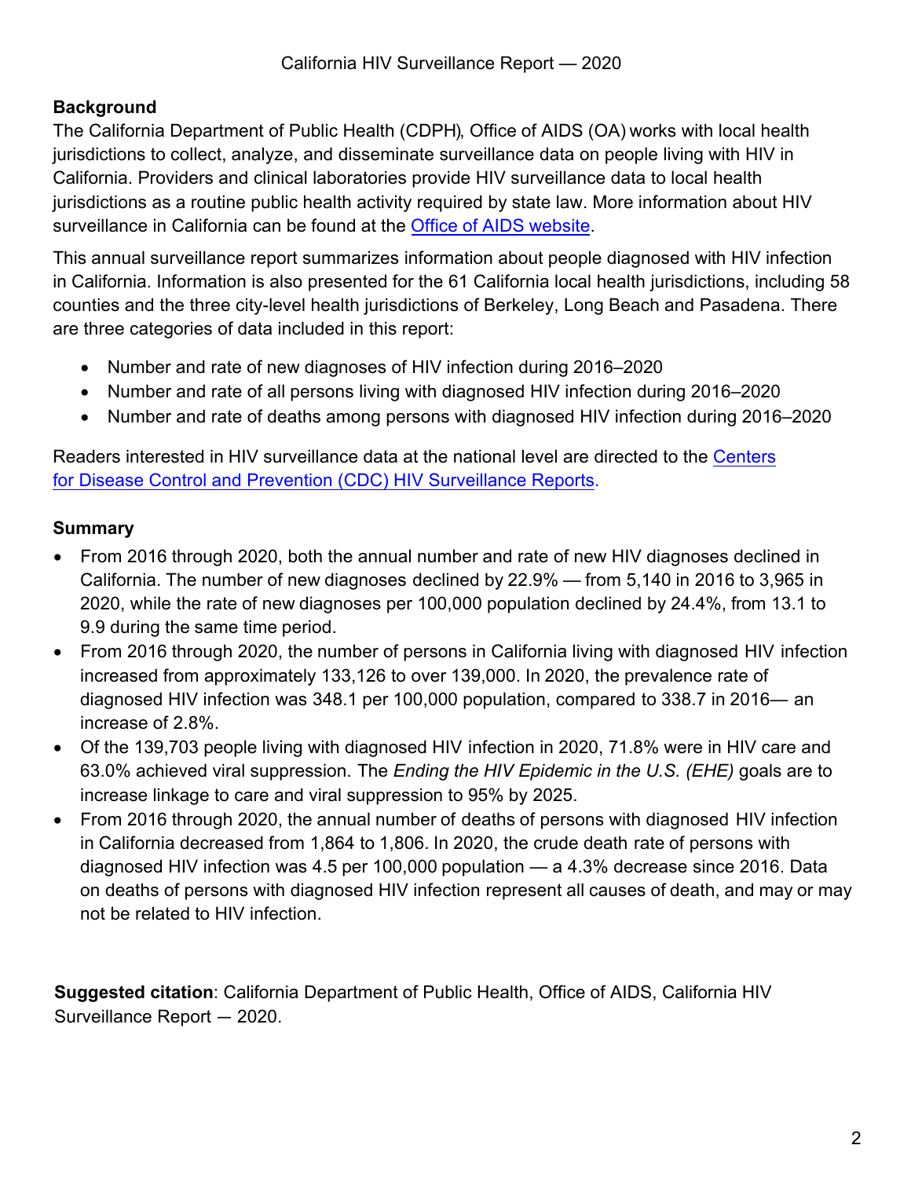## Background

The California Department of Public Health (CDPH), Office of AIDS (OA) works with local health jurisdictions to collect, analyze, and disseminate surveillance data on people living with HIV in California. Providers and clinical laboratories provide HIV surveillance data to local health jurisdictions as a routine public health activity required by state law. More information about HIV surveillance in California can be found at the Office of AIDS website.

This annual surveillance report summarizes information about people diagnosed with HIV infection in California. Information is also presented for the 61 California local health jurisdictions, including 58 counties and the three city-level health jurisdictions of Berkeley, Long Beach and Pasadena. There are three categories of data included in this report:

- Number and rate of new diagnoses of HIV infection during 2016–2020
- Number and rate of all persons living with diagnosed HIV infection during 2016–2020
- Number and rate of deaths among persons with diagnosed HIV infection during 2016–2020

Readers interested in HIV surveillance data at the national level are directed to the Centers for Disease Control and Prevention (CDC) HIV Surveillance Reports.

## Summary

- From 2016 through 2020, both the annual number and rate of new HIV diagnoses declined in California. The number of new diagnoses declined by 22.9% — from 5,140 in 2016 to 3,965 in 2020, while the rate of new diagnoses per 100,000 population declined by 24.4%, from 13.1 to 9.9 during the same time period.
- From 2016 through 2020, the number of persons in California living with diagnosed HIV infection increased from approximately 133,126 to over 139,000. In 2020, the prevalence rate of diagnosed HIV infection was 348.1 per 100,000 population, compared to 338.7 in 2016— an increase of 2.8%.
- Of the 139,703 people living with diagnosed HIV infection in 2020, 71.8% were in HIV care and 63.0% achieved viral suppression. The *Ending the HIV Epidemic in the U.S. (EHE)* goals are to increase linkage to care and viral suppression to 95% by 2025.
- From 2016 through 2020, the annual number of deaths of persons with diagnosed HIV infection in California decreased from 1,864 to 1,806. In 2020, the crude death rate of persons with diagnosed HIV infection was 4.5 per 100,000 population — a 4.3% decrease since 2016. Data on deaths of persons with diagnosed HIV infection represent all causes of death, and may or may not be related to HIV infection.

**Suggested citation**: California Department of Public Health, Office of AIDS, California HIV Surveillance Report — 2020.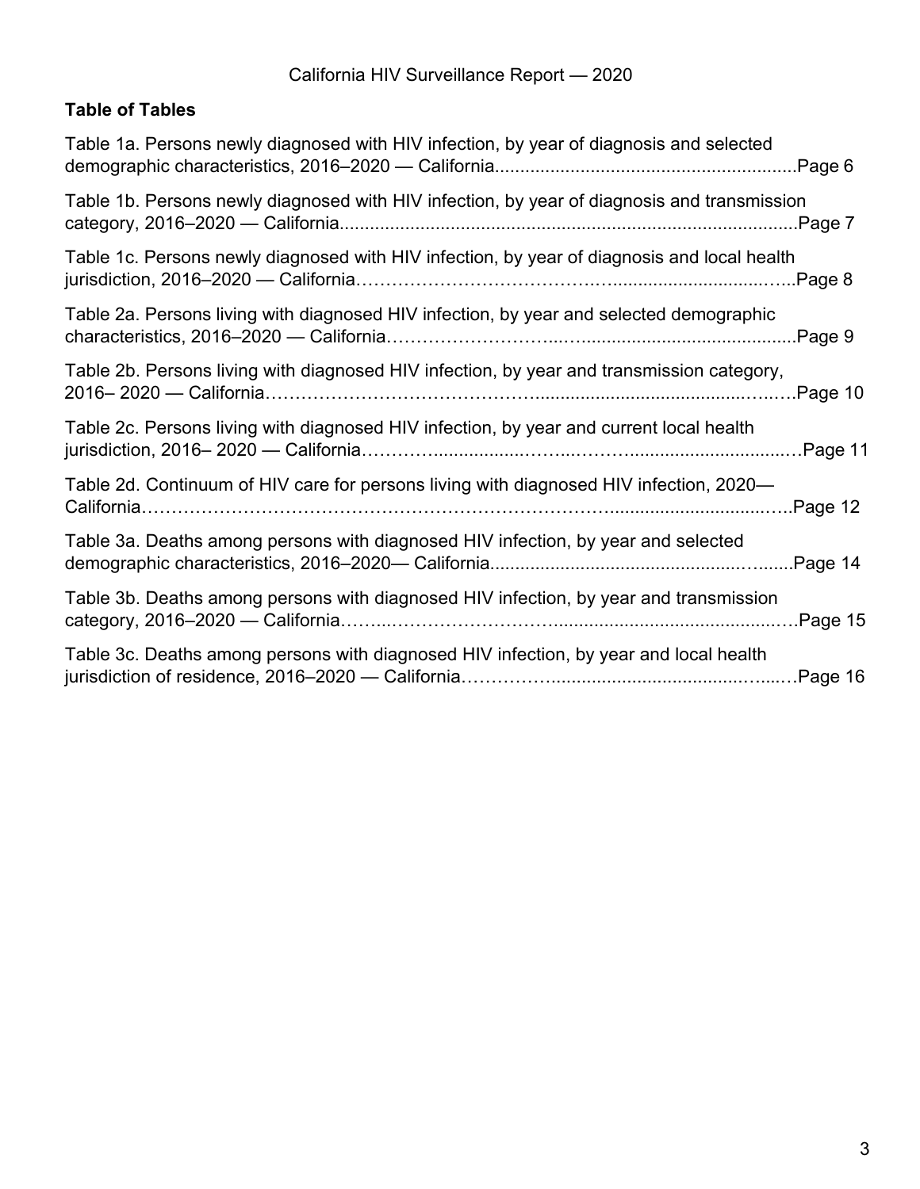## Table of Tables

Table 1a. Persons newly diagnosed with HIV infection, by year of diagnosis and selected demographic characteristics, 2016–2020 — California............................................................Page 6

Table 1b. Persons newly diagnosed with HIV infection, by year of diagnosis and transmission category, 2016–2020 — California...........................................................................................Page 7

Table 1c. Persons newly diagnosed with HIV infection, by year of diagnosis and local health jurisdiction, 2016–2020 — California……………………………….................................…..Page 8

Table 2a. Persons living with diagnosed HIV infection, by year and selected demographic characteristics, 2016–2020 — California……………………...….........................................Page 9

Table 2b. Persons living with diagnosed HIV infection, by year and transmission category, 2016– 2020 — California…………………………………….................................….….Page 10

Table 2c. Persons living with diagnosed HIV infection, by year and current local health jurisdiction, 2016– 2020 — California………….............…...……..................................…Page 11

Table 2d. Continuum of HIV care for persons living with diagnosed HIV infection, 2020— California…………………………………………………………….................................….Page 12

Table 3a. Deaths among persons with diagnosed HIV infection, by year and selected demographic characteristics, 2016–2020— California..............................................….......Page 14

Table 3b. Deaths among persons with diagnosed HIV infection, by year and transmission category, 2016–2020 — California……...……………………...............................................…Page 15

Table 3c. Deaths among persons with diagnosed HIV infection, by year and local health jurisdiction of residence, 2016–2020 — California……………...............................…....…Page 16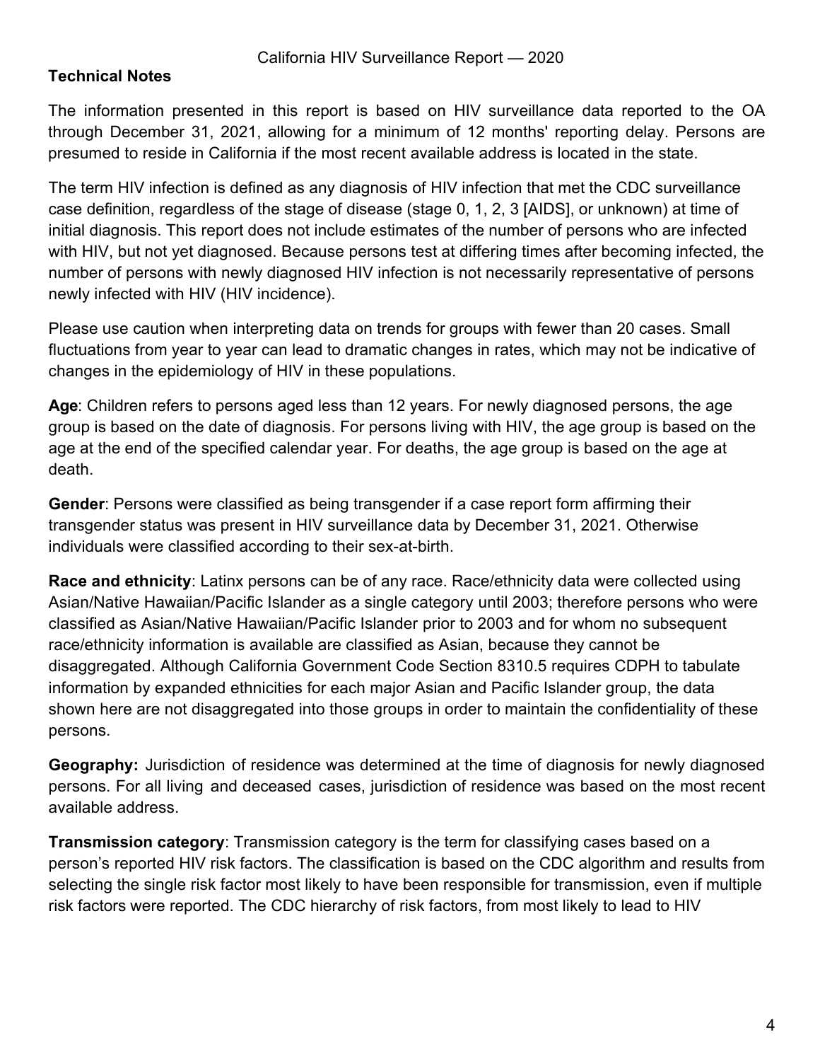## Technical Notes

The information presented in this report is based on HIV surveillance data reported to the OA through December 31, 2021, allowing for a minimum of 12 months' reporting delay. Persons are presumed to reside in California if the most recent available address is located in the state.

The term HIV infection is defined as any diagnosis of HIV infection that met the CDC surveillance case definition, regardless of the stage of disease (stage 0, 1, 2, 3 [AIDS], or unknown) at time of initial diagnosis. This report does not include estimates of the number of persons who are infected with HIV, but not yet diagnosed. Because persons test at differing times after becoming infected, the number of persons with newly diagnosed HIV infection is not necessarily representative of persons newly infected with HIV (HIV incidence).

Please use caution when interpreting data on trends for groups with fewer than 20 cases. Small fluctuations from year to year can lead to dramatic changes in rates, which may not be indicative of changes in the epidemiology of HIV in these populations.

**Age**: Children refers to persons aged less than 12 years. For newly diagnosed persons, the age group is based on the date of diagnosis. For persons living with HIV, the age group is based on the age at the end of the specified calendar year. For deaths, the age group is based on the age at death.

**Gender**: Persons were classified as being transgender if a case report form affirming their transgender status was present in HIV surveillance data by December 31, 2021. Otherwise individuals were classified according to their sex-at-birth.

**Race and ethnicity**: Latinx persons can be of any race. Race/ethnicity data were collected using Asian/Native Hawaiian/Pacific Islander as a single category until 2003; therefore persons who were classified as Asian/Native Hawaiian/Pacific Islander prior to 2003 and for whom no subsequent race/ethnicity information is available are classified as Asian, because they cannot be disaggregated. Although California Government Code Section 8310.5 requires CDPH to tabulate information by expanded ethnicities for each major Asian and Pacific Islander group, the data shown here are not disaggregated into those groups in order to maintain the confidentiality of these persons.

**Geography:** Jurisdiction of residence was determined at the time of diagnosis for newly diagnosed persons. For all living and deceased cases, jurisdiction of residence was based on the most recent available address.

**Transmission category**: Transmission category is the term for classifying cases based on a person's reported HIV risk factors. The classification is based on the CDC algorithm and results from selecting the single risk factor most likely to have been responsible for transmission, even if multiple risk factors were reported. The CDC hierarchy of risk factors, from most likely to lead to HIV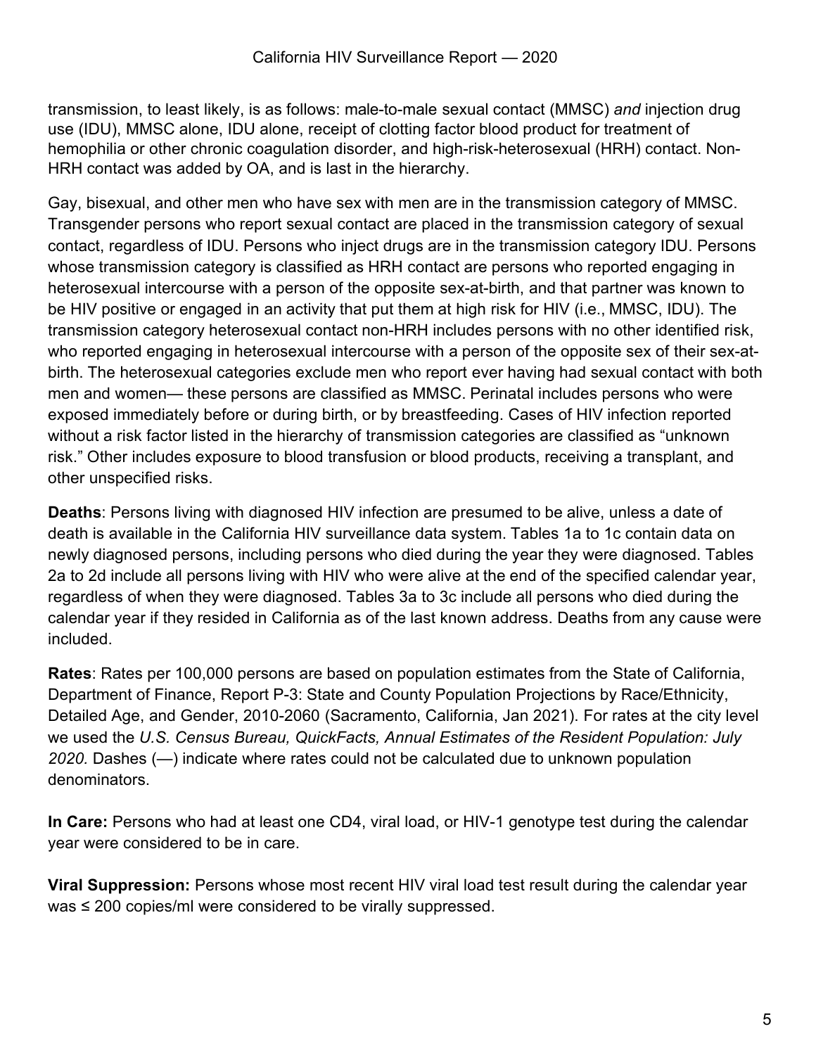transmission, to least likely, is as follows: male-to-male sexual contact (MMSC) *and* injection drug use (IDU), MMSC alone, IDU alone, receipt of clotting factor blood product for treatment of hemophilia or other chronic coagulation disorder, and high-risk-heterosexual (HRH) contact. Non-HRH contact was added by OA, and is last in the hierarchy.

Gay, bisexual, and other men who have sex with men are in the transmission category of MMSC. Transgender persons who report sexual contact are placed in the transmission category of sexual contact, regardless of IDU. Persons who inject drugs are in the transmission category IDU. Persons whose transmission category is classified as HRH contact are persons who reported engaging in heterosexual intercourse with a person of the opposite sex-at-birth, and that partner was known to be HIV positive or engaged in an activity that put them at high risk for HIV (i.e., MMSC, IDU). The transmission category heterosexual contact non-HRH includes persons with no other identified risk, who reported engaging in heterosexual intercourse with a person of the opposite sex of their sex-at-birth. The heterosexual categories exclude men who report ever having had sexual contact with both men and women— these persons are classified as MMSC. Perinatal includes persons who were exposed immediately before or during birth, or by breastfeeding. Cases of HIV infection reported without a risk factor listed in the hierarchy of transmission categories are classified as "unknown risk." Other includes exposure to blood transfusion or blood products, receiving a transplant, and other unspecified risks.

**Deaths**: Persons living with diagnosed HIV infection are presumed to be alive, unless a date of death is available in the California HIV surveillance data system. Tables 1a to 1c contain data on newly diagnosed persons, including persons who died during the year they were diagnosed. Tables 2a to 2d include all persons living with HIV who were alive at the end of the specified calendar year, regardless of when they were diagnosed. Tables 3a to 3c include all persons who died during the calendar year if they resided in California as of the last known address. Deaths from any cause were included.

**Rates**: Rates per 100,000 persons are based on population estimates from the State of California, Department of Finance, Report P-3: State and County Population Projections by Race/Ethnicity, Detailed Age, and Gender, 2010-2060 (Sacramento, California, Jan 2021). For rates at the city level we used the *U.S. Census Bureau, QuickFacts, Annual Estimates of the Resident Population: July 2020.* Dashes (—) indicate where rates could not be calculated due to unknown population denominators.

**In Care:** Persons who had at least one CD4, viral load, or HIV-1 genotype test during the calendar year were considered to be in care.

**Viral Suppression:** Persons whose most recent HIV viral load test result during the calendar year was ≤ 200 copies/ml were considered to be virally suppressed.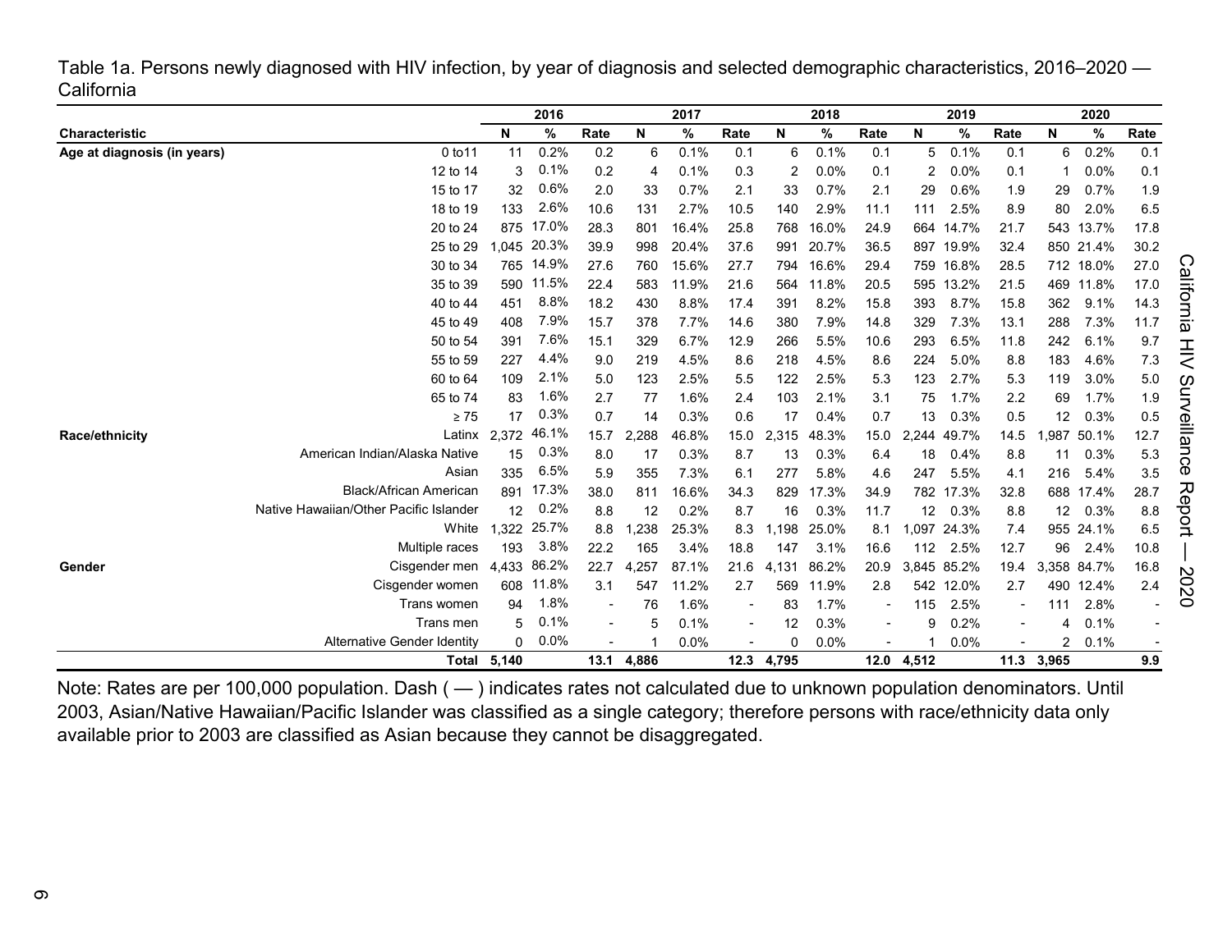Table 1a. Persons newly diagnosed with HIV infection, by year of diagnosis and selected demographic characteristics, 2016–2020 — California

| Characteristic | | 2016 | | | 2017 | | | 2018 | | | 2019 | | | 2020 | | |
|---|---|---|---|---|---|---|---|---|---|---|---|---|---|---|---|---|
| | | N | % | Rate | N | % | Rate | N | % | Rate | N | % | Rate | N | % | Rate |
| Age at diagnosis (in years) | 0 to11 | 11 | 0.2% | 0.2 | 6 | 0.1% | 0.1 | 6 | 0.1% | 0.1 | 5 | 0.1% | 0.1 | 6 | 0.2% | 0.1 |
| | 12 to 14 | 3 | 0.1% | 0.2 | 4 | 0.1% | 0.3 | 2 | 0.0% | 0.1 | 2 | 0.0% | 0.1 | 1 | 0.0% | 0.1 |
| | 15 to 17 | 32 | 0.6% | 2.0 | 33 | 0.7% | 2.1 | 33 | 0.7% | 2.1 | 29 | 0.6% | 1.9 | 29 | 0.7% | 1.9 |
| | 18 to 19 | 133 | 2.6% | 10.6 | 131 | 2.7% | 10.5 | 140 | 2.9% | 11.1 | 111 | 2.5% | 8.9 | 80 | 2.0% | 6.5 |
| | 20 to 24 | 875 | 17.0% | 28.3 | 801 | 16.4% | 25.8 | 768 | 16.0% | 24.9 | 664 | 14.7% | 21.7 | 543 | 13.7% | 17.8 |
| | 25 to 29 | 1,045 | 20.3% | 39.9 | 998 | 20.4% | 37.6 | 991 | 20.7% | 36.5 | 897 | 19.9% | 32.4 | 850 | 21.4% | 30.2 |
| | 30 to 34 | 765 | 14.9% | 27.6 | 760 | 15.6% | 27.7 | 794 | 16.6% | 29.4 | 759 | 16.8% | 28.5 | 712 | 18.0% | 27.0 |
| | 35 to 39 | 590 | 11.5% | 22.4 | 583 | 11.9% | 21.6 | 564 | 11.8% | 20.5 | 595 | 13.2% | 21.5 | 469 | 11.8% | 17.0 |
| | 40 to 44 | 451 | 8.8% | 18.2 | 430 | 8.8% | 17.4 | 391 | 8.2% | 15.8 | 393 | 8.7% | 15.8 | 362 | 9.1% | 14.3 |
| | 45 to 49 | 408 | 7.9% | 15.7 | 378 | 7.7% | 14.6 | 380 | 7.9% | 14.8 | 329 | 7.3% | 13.1 | 288 | 7.3% | 11.7 |
| | 50 to 54 | 391 | 7.6% | 15.1 | 329 | 6.7% | 12.9 | 266 | 5.5% | 10.6 | 293 | 6.5% | 11.8 | 242 | 6.1% | 9.7 |
| | 55 to 59 | 227 | 4.4% | 9.0 | 219 | 4.5% | 8.6 | 218 | 4.5% | 8.6 | 224 | 5.0% | 8.8 | 183 | 4.6% | 7.3 |
| | 60 to 64 | 109 | 2.1% | 5.0 | 123 | 2.5% | 5.5 | 122 | 2.5% | 5.3 | 123 | 2.7% | 5.3 | 119 | 3.0% | 5.0 |
| | 65 to 74 | 83 | 1.6% | 2.7 | 77 | 1.6% | 2.4 | 103 | 2.1% | 3.1 | 75 | 1.7% | 2.2 | 69 | 1.7% | 1.9 |
| | ≥ 75 | 17 | 0.3% | 0.7 | 14 | 0.3% | 0.6 | 17 | 0.4% | 0.7 | 13 | 0.3% | 0.5 | 12 | 0.3% | 0.5 |
| Race/ethnicity | Latinx | 2,372 | 46.1% | 15.7 | 2,288 | 46.8% | 15.0 | 2,315 | 48.3% | 15.0 | 2,244 | 49.7% | 14.5 | 1,987 | 50.1% | 12.7 |
| | American Indian/Alaska Native | 15 | 0.3% | 8.0 | 17 | 0.3% | 8.7 | 13 | 0.3% | 6.4 | 18 | 0.4% | 8.8 | 11 | 0.3% | 5.3 |
| | Asian | 335 | 6.5% | 5.9 | 355 | 7.3% | 6.1 | 277 | 5.8% | 4.6 | 247 | 5.5% | 4.1 | 216 | 5.4% | 3.5 |
| | Black/African American | 891 | 17.3% | 38.0 | 811 | 16.6% | 34.3 | 829 | 17.3% | 34.9 | 782 | 17.3% | 32.8 | 688 | 17.4% | 28.7 |
| | Native Hawaiian/Other Pacific Islander | 12 | 0.2% | 8.8 | 12 | 0.2% | 8.7 | 16 | 0.3% | 11.7 | 12 | 0.3% | 8.8 | 12 | 0.3% | 8.8 |
| | White | 1,322 | 25.7% | 8.8 | 1,238 | 25.3% | 8.3 | 1,198 | 25.0% | 8.1 | 1,097 | 24.3% | 7.4 | 955 | 24.1% | 6.5 |
| | Multiple races | 193 | 3.8% | 22.2 | 165 | 3.4% | 18.8 | 147 | 3.1% | 16.6 | 112 | 2.5% | 12.7 | 96 | 2.4% | 10.8 |
| Gender | Cisgender men | 4,433 | 86.2% | 22.7 | 4,257 | 87.1% | 21.6 | 4,131 | 86.2% | 20.9 | 3,845 | 85.2% | 19.4 | 3,358 | 84.7% | 16.8 |
| | Cisgender women | 608 | 11.8% | 3.1 | 547 | 11.2% | 2.7 | 569 | 11.9% | 2.8 | 542 | 12.0% | 2.7 | 490 | 12.4% | 2.4 |
| | Trans women | 94 | 1.8% | - | 76 | 1.6% | - | 83 | 1.7% | - | 115 | 2.5% | - | 111 | 2.8% | - |
| | Trans men | 5 | 0.1% | - | 5 | 0.1% | - | 12 | 0.3% | - | 9 | 0.2% | - | 4 | 0.1% | - |
| | Alternative Gender Identity | 0 | 0.0% | - | 1 | 0.0% | - | 0 | 0.0% | - | 1 | 0.0% | - | 2 | 0.1% | - |
| | **Total** | **5,140** | | **13.1** | **4,886** | | **12.3** | **4,795** | | **12.0** | **4,512** | | **11.3** | **3,965** | | **9.9** |

Note: Rates are per 100,000 population. Dash ( — ) indicates rates not calculated due to unknown population denominators. Until 2003, Asian/Native Hawaiian/Pacific Islander was classified as a single category; therefore persons with race/ethnicity data only available prior to 2003 are classified as Asian because they cannot be disaggregated.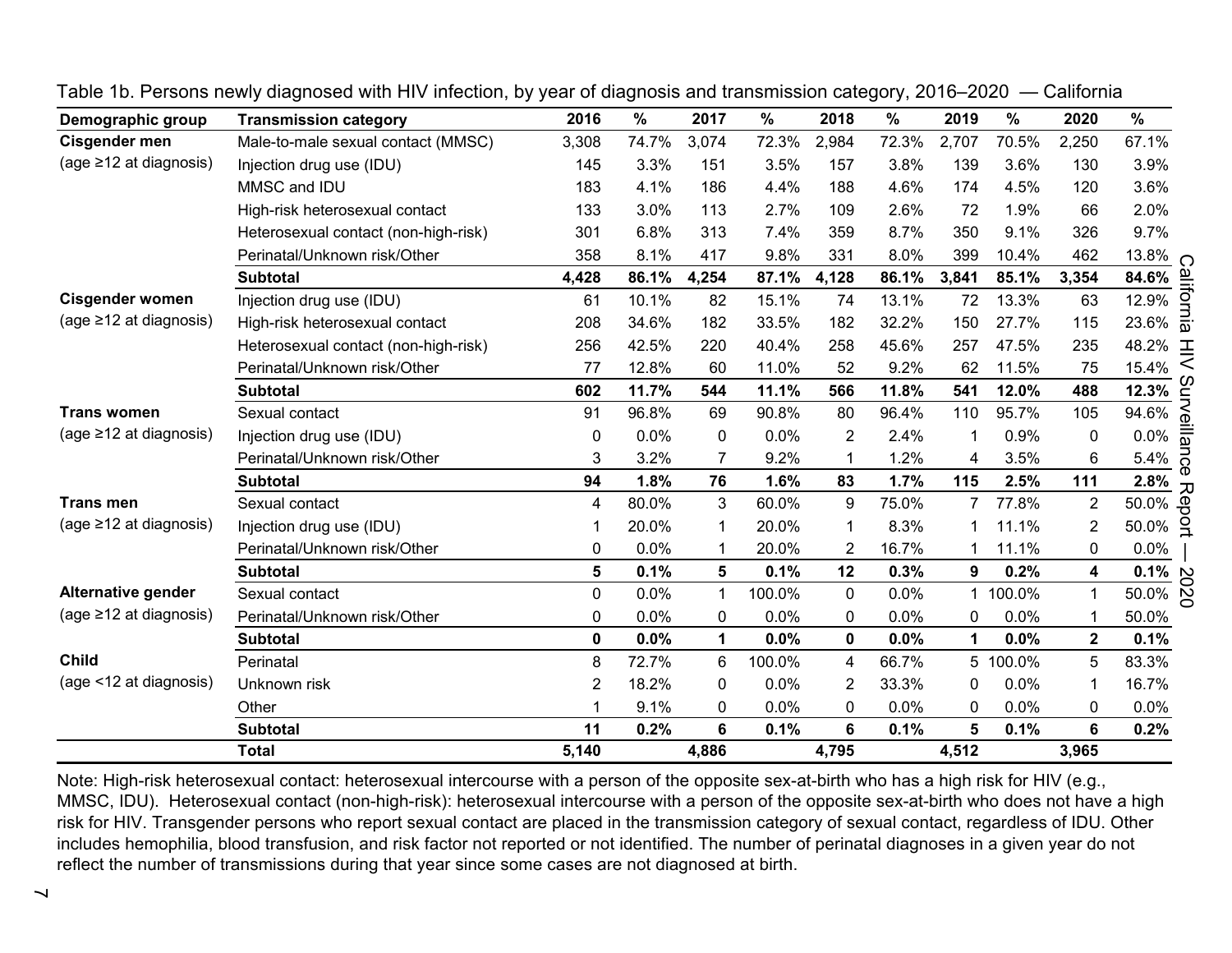Table 1b. Persons newly diagnosed with HIV infection, by year of diagnosis and transmission category, 2016–2020 — California

| Demographic group | Transmission category | 2016 | % | 2017 | % | 2018 | % | 2019 | % | 2020 | % |
|---|---|---|---|---|---|---|---|---|---|---|---|
| **Cisgender men** | Male-to-male sexual contact (MMSC) | 3,308 | 74.7% | 3,074 | 72.3% | 2,984 | 72.3% | 2,707 | 70.5% | 2,250 | 67.1% |
| (age ≥12 at diagnosis) | Injection drug use (IDU) | 145 | 3.3% | 151 | 3.5% | 157 | 3.8% | 139 | 3.6% | 130 | 3.9% |
| | MMSC and IDU | 183 | 4.1% | 186 | 4.4% | 188 | 4.6% | 174 | 4.5% | 120 | 3.6% |
| | High-risk heterosexual contact | 133 | 3.0% | 113 | 2.7% | 109 | 2.6% | 72 | 1.9% | 66 | 2.0% |
| | Heterosexual contact (non-high-risk) | 301 | 6.8% | 313 | 7.4% | 359 | 8.7% | 350 | 9.1% | 326 | 9.7% |
| | Perinatal/Unknown risk/Other | 358 | 8.1% | 417 | 9.8% | 331 | 8.0% | 399 | 10.4% | 462 | 13.8% |
| | **Subtotal** | **4,428** | **86.1%** | **4,254** | **87.1%** | **4,128** | **86.1%** | **3,841** | **85.1%** | **3,354** | **84.6%** |
| **Cisgender women** | Injection drug use (IDU) | 61 | 10.1% | 82 | 15.1% | 74 | 13.1% | 72 | 13.3% | 63 | 12.9% |
| (age ≥12 at diagnosis) | High-risk heterosexual contact | 208 | 34.6% | 182 | 33.5% | 182 | 32.2% | 150 | 27.7% | 115 | 23.6% |
| | Heterosexual contact (non-high-risk) | 256 | 42.5% | 220 | 40.4% | 258 | 45.6% | 257 | 47.5% | 235 | 48.2% |
| | Perinatal/Unknown risk/Other | 77 | 12.8% | 60 | 11.0% | 52 | 9.2% | 62 | 11.5% | 75 | 15.4% |
| | **Subtotal** | **602** | **11.7%** | **544** | **11.1%** | **566** | **11.8%** | **541** | **12.0%** | **488** | **12.3%** |
| **Trans women** | Sexual contact | 91 | 96.8% | 69 | 90.8% | 80 | 96.4% | 110 | 95.7% | 105 | 94.6% |
| (age ≥12 at diagnosis) | Injection drug use (IDU) | 0 | 0.0% | 0 | 0.0% | 2 | 2.4% | 1 | 0.9% | 0 | 0.0% |
| | Perinatal/Unknown risk/Other | 3 | 3.2% | 7 | 9.2% | 1 | 1.2% | 4 | 3.5% | 6 | 5.4% |
| | **Subtotal** | **94** | **1.8%** | **76** | **1.6%** | **83** | **1.7%** | **115** | **2.5%** | **111** | **2.8%** |
| **Trans men** | Sexual contact | 4 | 80.0% | 3 | 60.0% | 9 | 75.0% | 7 | 77.8% | 2 | 50.0% |
| (age ≥12 at diagnosis) | Injection drug use (IDU) | 1 | 20.0% | 1 | 20.0% | 1 | 8.3% | 1 | 11.1% | 2 | 50.0% |
| | Perinatal/Unknown risk/Other | 0 | 0.0% | 1 | 20.0% | 2 | 16.7% | 1 | 11.1% | 0 | 0.0% |
| | **Subtotal** | **5** | **0.1%** | **5** | **0.1%** | **12** | **0.3%** | **9** | **0.2%** | **4** | **0.1%** |
| **Alternative gender** | Sexual contact | 0 | 0.0% | 1 | 100.0% | 0 | 0.0% | 1 | 100.0% | 1 | 50.0% |
| (age ≥12 at diagnosis) | Perinatal/Unknown risk/Other | 0 | 0.0% | 0 | 0.0% | 0 | 0.0% | 0 | 0.0% | 1 | 50.0% |
| | **Subtotal** | **0** | **0.0%** | **1** | **0.0%** | **0** | **0.0%** | **1** | **0.0%** | **2** | **0.1%** |
| **Child** | Perinatal | 8 | 72.7% | 6 | 100.0% | 4 | 66.7% | 5 | 100.0% | 5 | 83.3% |
| (age <12 at diagnosis) | Unknown risk | 2 | 18.2% | 0 | 0.0% | 2 | 33.3% | 0 | 0.0% | 1 | 16.7% |
| | Other | 1 | 9.1% | 0 | 0.0% | 0 | 0.0% | 0 | 0.0% | 0 | 0.0% |
| | **Subtotal** | **11** | **0.2%** | **6** | **0.1%** | **6** | **0.1%** | **5** | **0.1%** | **6** | **0.2%** |
| | **Total** | **5,140** | | **4,886** | | **4,795** | | **4,512** | | **3,965** | |

Note: High-risk heterosexual contact: heterosexual intercourse with a person of the opposite sex-at-birth who has a high risk for HIV (e.g., MMSC, IDU). Heterosexual contact (non-high-risk): heterosexual intercourse with a person of the opposite sex-at-birth who does not have a high risk for HIV. Transgender persons who report sexual contact are placed in the transmission category of sexual contact, regardless of IDU. Other includes hemophilia, blood transfusion, and risk factor not reported or not identified. The number of perinatal diagnoses in a given year do not reflect the number of transmissions during that year since some cases are not diagnosed at birth.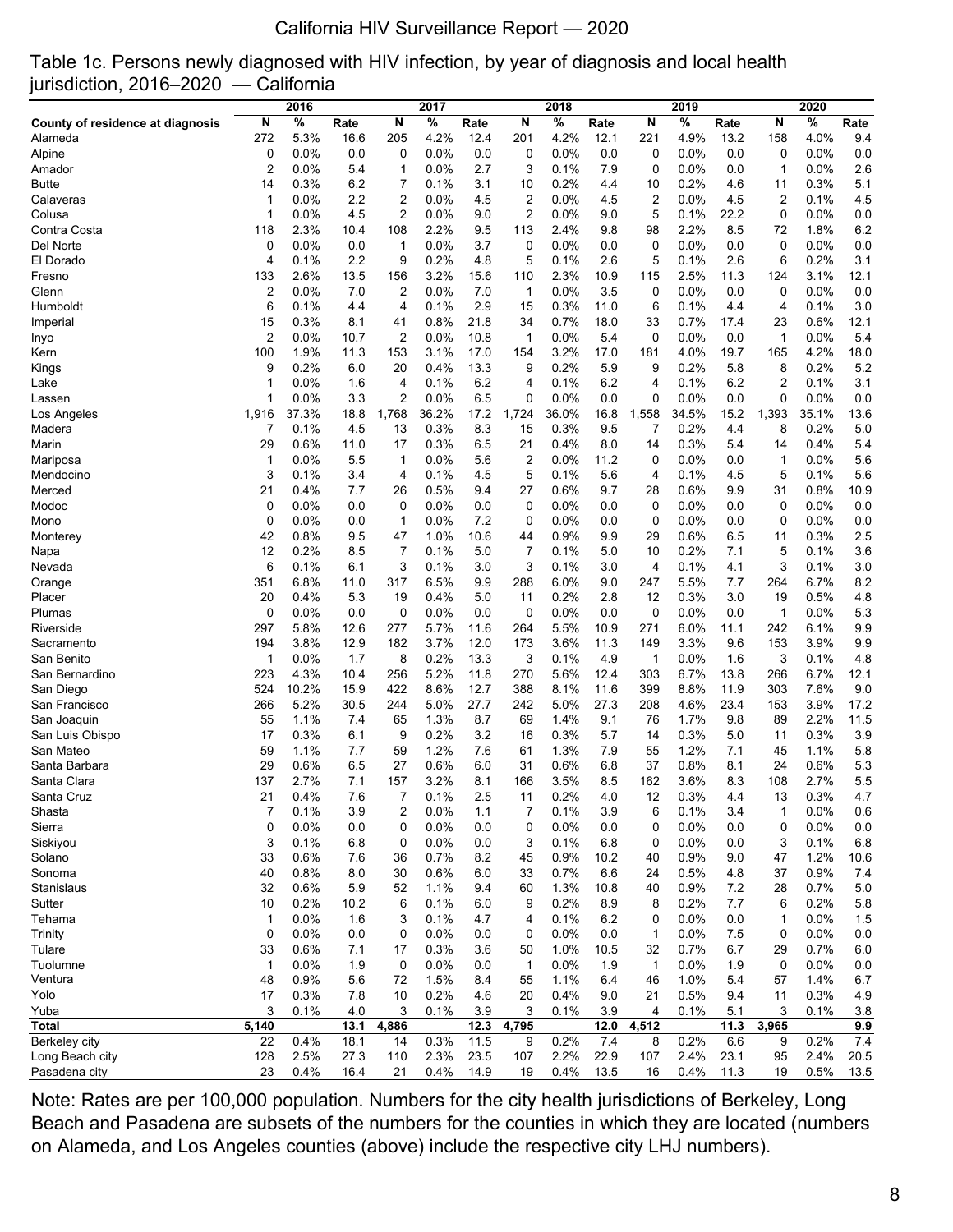Table 1c. Persons newly diagnosed with HIV infection, by year of diagnosis and local health jurisdiction, 2016–2020 — California

| | 2016 | | | 2017 | | | 2018 | | | 2019 | | | 2020 | | |
|---|---|---|---|---|---|---|---|---|---|---|---|---|---|---|---|
| County of residence at diagnosis | N | % | Rate | N | % | Rate | N | % | Rate | N | % | Rate | N | % | Rate |
| Alameda | 272 | 5.3% | 16.6 | 205 | 4.2% | 12.4 | 201 | 4.2% | 12.1 | 221 | 4.9% | 13.2 | 158 | 4.0% | 9.4 |
| Alpine | 0 | 0.0% | 0.0 | 0 | 0.0% | 0.0 | 0 | 0.0% | 0.0 | 0 | 0.0% | 0.0 | 0 | 0.0% | 0.0 |
| Amador | 2 | 0.0% | 5.4 | 1 | 0.0% | 2.7 | 3 | 0.1% | 7.9 | 0 | 0.0% | 0.0 | 1 | 0.0% | 2.6 |
| Butte | 14 | 0.3% | 6.2 | 7 | 0.1% | 3.1 | 10 | 0.2% | 4.4 | 10 | 0.2% | 4.6 | 11 | 0.3% | 5.1 |
| Calaveras | 1 | 0.0% | 2.2 | 2 | 0.0% | 4.5 | 2 | 0.0% | 4.5 | 2 | 0.0% | 4.5 | 2 | 0.1% | 4.5 |
| Colusa | 1 | 0.0% | 4.5 | 2 | 0.0% | 9.0 | 2 | 0.0% | 9.0 | 5 | 0.1% | 22.2 | 0 | 0.0% | 0.0 |
| Contra Costa | 118 | 2.3% | 10.4 | 108 | 2.2% | 9.5 | 113 | 2.4% | 9.8 | 98 | 2.2% | 8.5 | 72 | 1.8% | 6.2 |
| Del Norte | 0 | 0.0% | 0.0 | 1 | 0.0% | 3.7 | 0 | 0.0% | 0.0 | 0 | 0.0% | 0.0 | 0 | 0.0% | 0.0 |
| El Dorado | 4 | 0.1% | 2.2 | 9 | 0.2% | 4.8 | 5 | 0.1% | 2.6 | 5 | 0.1% | 2.6 | 6 | 0.2% | 3.1 |
| Fresno | 133 | 2.6% | 13.5 | 156 | 3.2% | 15.6 | 110 | 2.3% | 10.9 | 115 | 2.5% | 11.3 | 124 | 3.1% | 12.1 |
| Glenn | 2 | 0.0% | 7.0 | 2 | 0.0% | 7.0 | 1 | 0.0% | 3.5 | 0 | 0.0% | 0.0 | 0 | 0.0% | 0.0 |
| Humboldt | 6 | 0.1% | 4.4 | 4 | 0.1% | 2.9 | 15 | 0.3% | 11.0 | 6 | 0.1% | 4.4 | 4 | 0.1% | 3.0 |
| Imperial | 15 | 0.3% | 8.1 | 41 | 0.8% | 21.8 | 34 | 0.7% | 18.0 | 33 | 0.7% | 17.4 | 23 | 0.6% | 12.1 |
| Inyo | 2 | 0.0% | 10.7 | 2 | 0.0% | 10.8 | 1 | 0.0% | 5.4 | 0 | 0.0% | 0.0 | 1 | 0.0% | 5.4 |
| Kern | 100 | 1.9% | 11.3 | 153 | 3.1% | 17.0 | 154 | 3.2% | 17.0 | 181 | 4.0% | 19.7 | 165 | 4.2% | 18.0 |
| Kings | 9 | 0.2% | 6.0 | 20 | 0.4% | 13.3 | 9 | 0.2% | 5.9 | 9 | 0.2% | 5.8 | 8 | 0.2% | 5.2 |
| Lake | 1 | 0.0% | 1.6 | 4 | 0.1% | 6.2 | 4 | 0.1% | 6.2 | 4 | 0.1% | 6.2 | 2 | 0.1% | 3.1 |
| Lassen | 1 | 0.0% | 3.3 | 2 | 0.0% | 6.5 | 0 | 0.0% | 0.0 | 0 | 0.0% | 0.0 | 0 | 0.0% | 0.0 |
| Los Angeles | 1,916 | 37.3% | 18.8 | 1,768 | 36.2% | 17.2 | 1,724 | 36.0% | 16.8 | 1,558 | 34.5% | 15.2 | 1,393 | 35.1% | 13.6 |
| Madera | 7 | 0.1% | 4.5 | 13 | 0.3% | 8.3 | 15 | 0.3% | 9.5 | 7 | 0.2% | 4.4 | 8 | 0.2% | 5.0 |
| Marin | 29 | 0.6% | 11.0 | 17 | 0.3% | 6.5 | 21 | 0.4% | 8.0 | 14 | 0.3% | 5.4 | 14 | 0.4% | 5.4 |
| Mariposa | 1 | 0.0% | 5.5 | 1 | 0.0% | 5.6 | 2 | 0.0% | 11.2 | 0 | 0.0% | 0.0 | 1 | 0.0% | 5.6 |
| Mendocino | 3 | 0.1% | 3.4 | 4 | 0.1% | 4.5 | 5 | 0.1% | 5.6 | 4 | 0.1% | 4.5 | 5 | 0.1% | 5.6 |
| Merced | 21 | 0.4% | 7.7 | 26 | 0.5% | 9.4 | 27 | 0.6% | 9.7 | 28 | 0.6% | 9.9 | 31 | 0.8% | 10.9 |
| Modoc | 0 | 0.0% | 0.0 | 0 | 0.0% | 0.0 | 0 | 0.0% | 0.0 | 0 | 0.0% | 0.0 | 0 | 0.0% | 0.0 |
| Mono | 0 | 0.0% | 0.0 | 1 | 0.0% | 7.2 | 0 | 0.0% | 0.0 | 0 | 0.0% | 0.0 | 0 | 0.0% | 0.0 |
| Monterey | 42 | 0.8% | 9.5 | 47 | 1.0% | 10.6 | 44 | 0.9% | 9.9 | 29 | 0.6% | 6.5 | 11 | 0.3% | 2.5 |
| Napa | 12 | 0.2% | 8.5 | 7 | 0.1% | 5.0 | 7 | 0.1% | 5.0 | 10 | 0.2% | 7.1 | 5 | 0.1% | 3.6 |
| Nevada | 6 | 0.1% | 6.1 | 3 | 0.1% | 3.0 | 3 | 0.1% | 3.0 | 4 | 0.1% | 4.1 | 3 | 0.1% | 3.0 |
| Orange | 351 | 6.8% | 11.0 | 317 | 6.5% | 9.9 | 288 | 6.0% | 9.0 | 247 | 5.5% | 7.7 | 264 | 6.7% | 8.2 |
| Placer | 20 | 0.4% | 5.3 | 19 | 0.4% | 5.0 | 11 | 0.2% | 2.8 | 12 | 0.3% | 3.0 | 19 | 0.5% | 4.8 |
| Plumas | 0 | 0.0% | 0.0 | 0 | 0.0% | 0.0 | 0 | 0.0% | 0.0 | 0 | 0.0% | 0.0 | 1 | 0.0% | 5.3 |
| Riverside | 297 | 5.8% | 12.6 | 277 | 5.7% | 11.6 | 264 | 5.5% | 10.9 | 271 | 6.0% | 11.1 | 242 | 6.1% | 9.9 |
| Sacramento | 194 | 3.8% | 12.9 | 182 | 3.7% | 12.0 | 173 | 3.6% | 11.3 | 149 | 3.3% | 9.6 | 153 | 3.9% | 9.9 |
| San Benito | 1 | 0.0% | 1.7 | 8 | 0.2% | 13.3 | 3 | 0.1% | 4.9 | 1 | 0.0% | 1.6 | 3 | 0.1% | 4.8 |
| San Bernardino | 223 | 4.3% | 10.4 | 256 | 5.2% | 11.8 | 270 | 5.6% | 12.4 | 303 | 6.7% | 13.8 | 266 | 6.7% | 12.1 |
| San Diego | 524 | 10.2% | 15.9 | 422 | 8.6% | 12.7 | 388 | 8.1% | 11.6 | 399 | 8.8% | 11.9 | 303 | 7.6% | 9.0 |
| San Francisco | 266 | 5.2% | 30.5 | 244 | 5.0% | 27.7 | 242 | 5.0% | 27.3 | 208 | 4.6% | 23.4 | 153 | 3.9% | 17.2 |
| San Joaquin | 55 | 1.1% | 7.4 | 65 | 1.3% | 8.7 | 69 | 1.4% | 9.1 | 76 | 1.7% | 9.8 | 89 | 2.2% | 11.5 |
| San Luis Obispo | 17 | 0.3% | 6.1 | 9 | 0.2% | 3.2 | 16 | 0.3% | 5.7 | 14 | 0.3% | 5.0 | 11 | 0.3% | 3.9 |
| San Mateo | 59 | 1.1% | 7.7 | 59 | 1.2% | 7.6 | 61 | 1.3% | 7.9 | 55 | 1.2% | 7.1 | 45 | 1.1% | 5.8 |
| Santa Barbara | 29 | 0.6% | 6.5 | 27 | 0.6% | 6.0 | 31 | 0.6% | 6.8 | 37 | 0.8% | 8.1 | 24 | 0.6% | 5.3 |
| Santa Clara | 137 | 2.7% | 7.1 | 157 | 3.2% | 8.1 | 166 | 3.5% | 8.5 | 162 | 3.6% | 8.3 | 108 | 2.7% | 5.5 |
| Santa Cruz | 21 | 0.4% | 7.6 | 7 | 0.1% | 2.5 | 11 | 0.2% | 4.0 | 12 | 0.3% | 4.4 | 13 | 0.3% | 4.7 |
| Shasta | 7 | 0.1% | 3.9 | 2 | 0.0% | 1.1 | 7 | 0.1% | 3.9 | 6 | 0.1% | 3.4 | 1 | 0.0% | 0.6 |
| Sierra | 0 | 0.0% | 0.0 | 0 | 0.0% | 0.0 | 0 | 0.0% | 0.0 | 0 | 0.0% | 0.0 | 0 | 0.0% | 0.0 |
| Siskiyou | 3 | 0.1% | 6.8 | 0 | 0.0% | 0.0 | 3 | 0.1% | 6.8 | 0 | 0.0% | 0.0 | 3 | 0.1% | 6.8 |
| Solano | 33 | 0.6% | 7.6 | 36 | 0.7% | 8.2 | 45 | 0.9% | 10.2 | 40 | 0.9% | 9.0 | 47 | 1.2% | 10.6 |
| Sonoma | 40 | 0.8% | 8.0 | 30 | 0.6% | 6.0 | 33 | 0.7% | 6.6 | 24 | 0.5% | 4.8 | 37 | 0.9% | 7.4 |
| Stanislaus | 32 | 0.6% | 5.9 | 52 | 1.1% | 9.4 | 60 | 1.3% | 10.8 | 40 | 0.9% | 7.2 | 28 | 0.7% | 5.0 |
| Sutter | 10 | 0.2% | 10.2 | 6 | 0.1% | 6.0 | 9 | 0.2% | 8.9 | 8 | 0.2% | 7.7 | 6 | 0.2% | 5.8 |
| Tehama | 1 | 0.0% | 1.6 | 3 | 0.1% | 4.7 | 4 | 0.1% | 6.2 | 0 | 0.0% | 0.0 | 1 | 0.0% | 1.5 |
| Trinity | 0 | 0.0% | 0.0 | 0 | 0.0% | 0.0 | 0 | 0.0% | 0.0 | 1 | 0.0% | 7.5 | 0 | 0.0% | 0.0 |
| Tulare | 33 | 0.6% | 7.1 | 17 | 0.3% | 3.6 | 50 | 1.0% | 10.5 | 32 | 0.7% | 6.7 | 29 | 0.7% | 6.0 |
| Tuolumne | 1 | 0.0% | 1.9 | 0 | 0.0% | 0.0 | 1 | 0.0% | 1.9 | 1 | 0.0% | 1.9 | 0 | 0.0% | 0.0 |
| Ventura | 48 | 0.9% | 5.6 | 72 | 1.5% | 8.4 | 55 | 1.1% | 6.4 | 46 | 1.0% | 5.4 | 57 | 1.4% | 6.7 |
| Yolo | 17 | 0.3% | 7.8 | 10 | 0.2% | 4.6 | 20 | 0.4% | 9.0 | 21 | 0.5% | 9.4 | 11 | 0.3% | 4.9 |
| Yuba | 3 | 0.1% | 4.0 | 3 | 0.1% | 3.9 | 3 | 0.1% | 3.9 | 4 | 0.1% | 5.1 | 3 | 0.1% | 3.8 |
| **Total** | **5,140** | | **13.1** | **4,886** | | **12.3** | **4,795** | | **12.0** | **4,512** | | **11.3** | **3,965** | | **9.9** |
| Berkeley city | 22 | 0.4% | 18.1 | 14 | 0.3% | 11.5 | 9 | 0.2% | 7.4 | 8 | 0.2% | 6.6 | 9 | 0.2% | 7.4 |
| Long Beach city | 128 | 2.5% | 27.3 | 110 | 2.3% | 23.5 | 107 | 2.2% | 22.9 | 107 | 2.4% | 23.1 | 95 | 2.4% | 20.5 |
| Pasadena city | 23 | 0.4% | 16.4 | 21 | 0.4% | 14.9 | 19 | 0.4% | 13.5 | 16 | 0.4% | 11.3 | 19 | 0.5% | 13.5 |

Note: Rates are per 100,000 population. Numbers for the city health jurisdictions of Berkeley, Long Beach and Pasadena are subsets of the numbers for the counties in which they are located (numbers on Alameda, and Los Angeles counties (above) include the respective city LHJ numbers).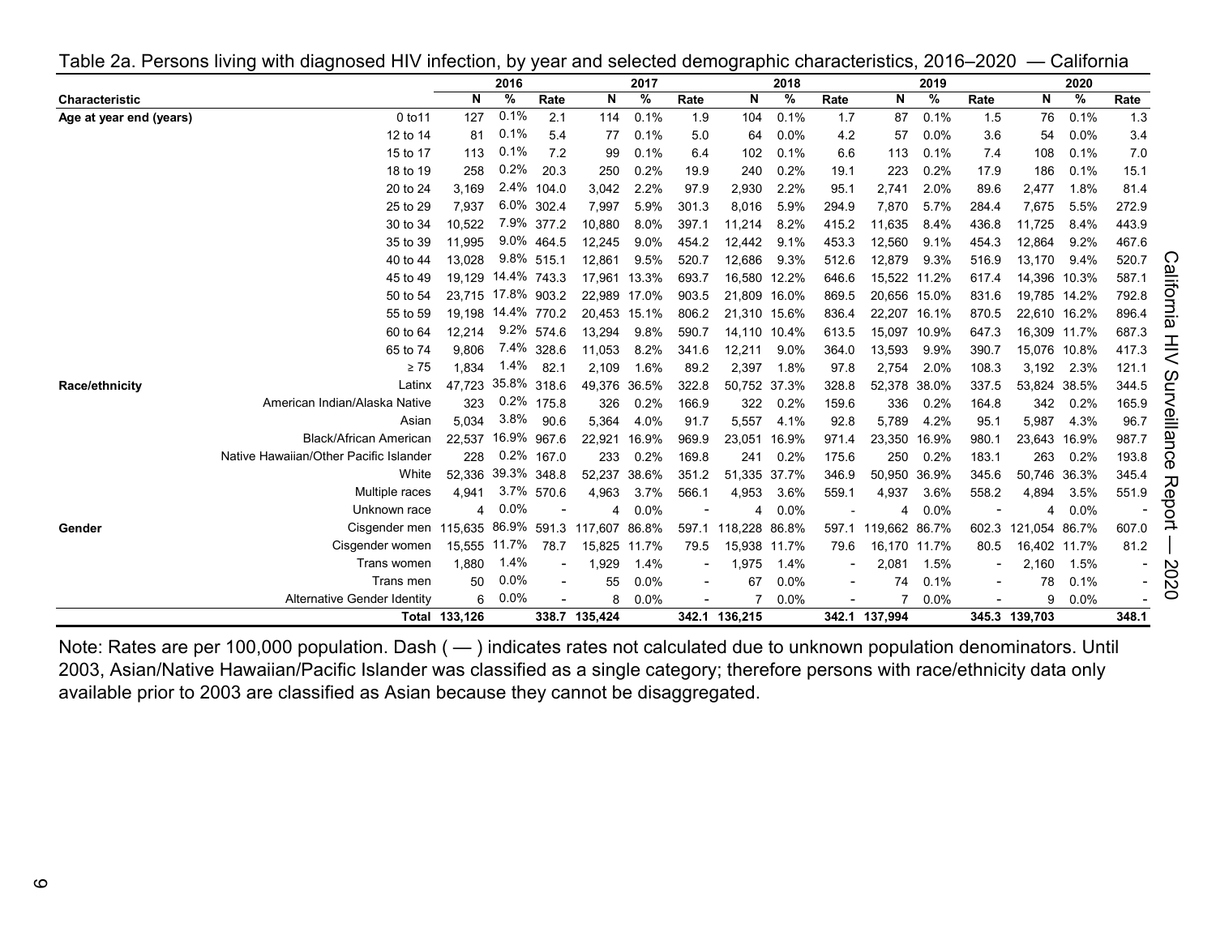Table 2a. Persons living with diagnosed HIV infection, by year and selected demographic characteristics, 2016–2020 — California

| | | 2016 | | | 2017 | | | 2018 | | | 2019 | | | 2020 | | |
|---|---|---|---|---|---|---|---|---|---|---|---|---|---|---|---|---|
| Characteristic | | N | % | Rate | N | % | Rate | N | % | Rate | N | % | Rate | N | % | Rate |
| Age at year end (years) | 0 to11 | 127 | 0.1% | 2.1 | 114 | 0.1% | 1.9 | 104 | 0.1% | 1.7 | 87 | 0.1% | 1.5 | 76 | 0.1% | 1.3 |
| | 12 to 14 | 81 | 0.1% | 5.4 | 77 | 0.1% | 5.0 | 64 | 0.0% | 4.2 | 57 | 0.0% | 3.6 | 54 | 0.0% | 3.4 |
| | 15 to 17 | 113 | 0.1% | 7.2 | 99 | 0.1% | 6.4 | 102 | 0.1% | 6.6 | 113 | 0.1% | 7.4 | 108 | 0.1% | 7.0 |
| | 18 to 19 | 258 | 0.2% | 20.3 | 250 | 0.2% | 19.9 | 240 | 0.2% | 19.1 | 223 | 0.2% | 17.9 | 186 | 0.1% | 15.1 |
| | 20 to 24 | 3,169 | 2.4% | 104.0 | 3,042 | 2.2% | 97.9 | 2,930 | 2.2% | 95.1 | 2,741 | 2.0% | 89.6 | 2,477 | 1.8% | 81.4 |
| | 25 to 29 | 7,937 | 6.0% | 302.4 | 7,997 | 5.9% | 301.3 | 8,016 | 5.9% | 294.9 | 7,870 | 5.7% | 284.4 | 7,675 | 5.5% | 272.9 |
| | 30 to 34 | 10,522 | 7.9% | 377.2 | 10,880 | 8.0% | 397.1 | 11,214 | 8.2% | 415.2 | 11,635 | 8.4% | 436.8 | 11,725 | 8.4% | 443.9 |
| | 35 to 39 | 11,995 | 9.0% | 464.5 | 12,245 | 9.0% | 454.2 | 12,442 | 9.1% | 453.3 | 12,560 | 9.1% | 454.3 | 12,864 | 9.2% | 467.6 |
| | 40 to 44 | 13,028 | 9.8% | 515.1 | 12,861 | 9.5% | 520.7 | 12,686 | 9.3% | 512.6 | 12,879 | 9.3% | 516.9 | 13,170 | 9.4% | 520.7 |
| | 45 to 49 | 19,129 | 14.4% | 743.3 | 17,961 | 13.3% | 693.7 | 16,580 | 12.2% | 646.6 | 15,522 | 11.2% | 617.4 | 14,396 | 10.3% | 587.1 |
| | 50 to 54 | 23,715 | 17.8% | 903.2 | 22,989 | 17.0% | 903.5 | 21,809 | 16.0% | 869.5 | 20,656 | 15.0% | 831.6 | 19,785 | 14.2% | 792.8 |
| | 55 to 59 | 19,198 | 14.4% | 770.2 | 20,453 | 15.1% | 806.2 | 21,310 | 15.6% | 836.4 | 22,207 | 16.1% | 870.5 | 22,610 | 16.2% | 896.4 |
| | 60 to 64 | 12,214 | 9.2% | 574.6 | 13,294 | 9.8% | 590.7 | 14,110 | 10.4% | 613.5 | 15,097 | 10.9% | 647.3 | 16,309 | 11.7% | 687.3 |
| | 65 to 74 | 9,806 | 7.4% | 328.6 | 11,053 | 8.2% | 341.6 | 12,211 | 9.0% | 364.0 | 13,593 | 9.9% | 390.7 | 15,076 | 10.8% | 417.3 |
| | ≥ 75 | 1,834 | 1.4% | 82.1 | 2,109 | 1.6% | 89.2 | 2,397 | 1.8% | 97.8 | 2,754 | 2.0% | 108.3 | 3,192 | 2.3% | 121.1 |
| Race/ethnicity | Latinx | 47,723 | 35.8% | 318.6 | 49,376 | 36.5% | 322.8 | 50,752 | 37.3% | 328.8 | 52,378 | 38.0% | 337.5 | 53,824 | 38.5% | 344.5 |
| | American Indian/Alaska Native | 323 | 0.2% | 175.8 | 326 | 0.2% | 166.9 | 322 | 0.2% | 159.6 | 336 | 0.2% | 164.8 | 342 | 0.2% | 165.9 |
| | Asian | 5,034 | 3.8% | 90.6 | 5,364 | 4.0% | 91.7 | 5,557 | 4.1% | 92.8 | 5,789 | 4.2% | 95.1 | 5,987 | 4.3% | 96.7 |
| | Black/African American | 22,537 | 16.9% | 967.6 | 22,921 | 16.9% | 969.9 | 23,051 | 16.9% | 971.4 | 23,350 | 16.9% | 980.1 | 23,643 | 16.9% | 987.7 |
| | Native Hawaiian/Other Pacific Islander | 228 | 0.2% | 167.0 | 233 | 0.2% | 169.8 | 241 | 0.2% | 175.6 | 250 | 0.2% | 183.1 | 263 | 0.2% | 193.8 |
| | White | 52,336 | 39.3% | 348.8 | 52,237 | 38.6% | 351.2 | 51,335 | 37.7% | 346.9 | 50,950 | 36.9% | 345.6 | 50,746 | 36.3% | 345.4 |
| | Multiple races | 4,941 | 3.7% | 570.6 | 4,963 | 3.7% | 566.1 | 4,953 | 3.6% | 559.1 | 4,937 | 3.6% | 558.2 | 4,894 | 3.5% | 551.9 |
| | Unknown race | 4 | 0.0% | - | 4 | 0.0% | - | 4 | 0.0% | - | 4 | 0.0% | - | 4 | 0.0% | - |
| Gender | Cisgender men | 115,635 | 86.9% | 591.3 | 117,607 | 86.8% | 597.1 | 118,228 | 86.8% | 597.1 | 119,662 | 86.7% | 602.3 | 121,054 | 86.7% | 607.0 |
| | Cisgender women | 15,555 | 11.7% | 78.7 | 15,825 | 11.7% | 79.5 | 15,938 | 11.7% | 79.6 | 16,170 | 11.7% | 80.5 | 16,402 | 11.7% | 81.2 |
| | Trans women | 1,880 | 1.4% | - | 1,929 | 1.4% | - | 1,975 | 1.4% | - | 2,081 | 1.5% | - | 2,160 | 1.5% | - |
| | Trans men | 50 | 0.0% | - | 55 | 0.0% | - | 67 | 0.0% | - | 74 | 0.1% | - | 78 | 0.1% | - |
| | Alternative Gender Identity | 6 | 0.0% | - | 8 | 0.0% | - | 7 | 0.0% | - | 7 | 0.0% | - | 9 | 0.0% | - |
| | Total | 133,126 | | 338.7 | 135,424 | | 342.1 | 136,215 | | 342.1 | 137,994 | | 345.3 | 139,703 | | 348.1 |

Note: Rates are per 100,000 population. Dash ( — ) indicates rates not calculated due to unknown population denominators. Until 2003, Asian/Native Hawaiian/Pacific Islander was classified as a single category; therefore persons with race/ethnicity data only available prior to 2003 are classified as Asian because they cannot be disaggregated.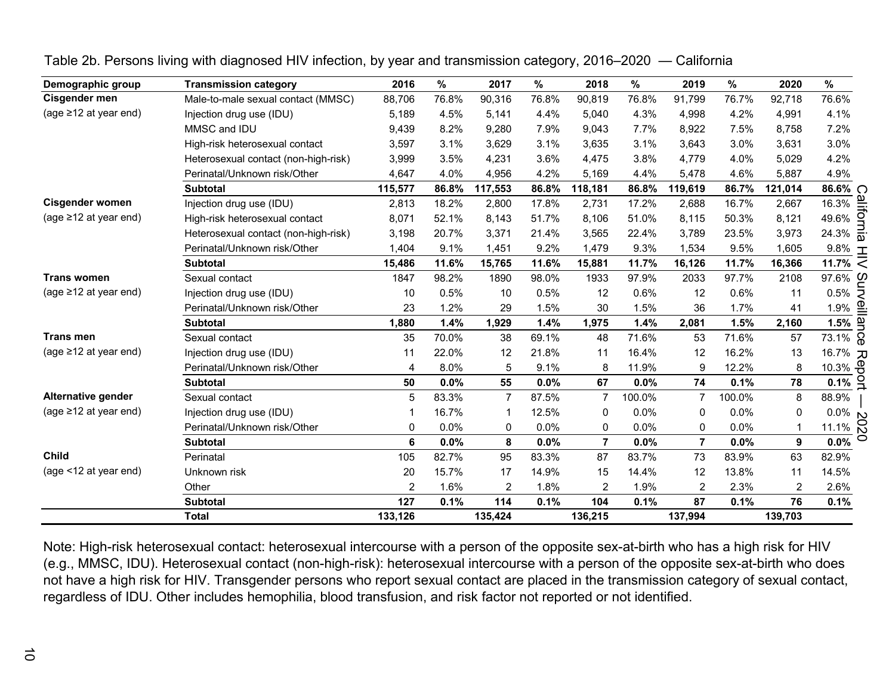Table 2b. Persons living with diagnosed HIV infection, by year and transmission category, 2016–2020 — California

| Demographic group | Transmission category | 2016 | % | 2017 | % | 2018 | % | 2019 | % | 2020 | % |
|---|---|---|---|---|---|---|---|---|---|---|---|
| **Cisgender men** | Male-to-male sexual contact (MMSC) | 88,706 | 76.8% | 90,316 | 76.8% | 90,819 | 76.8% | 91,799 | 76.7% | 92,718 | 76.6% |
| (age ≥12 at year end) | Injection drug use (IDU) | 5,189 | 4.5% | 5,141 | 4.4% | 5,040 | 4.3% | 4,998 | 4.2% | 4,991 | 4.1% |
| | MMSC and IDU | 9,439 | 8.2% | 9,280 | 7.9% | 9,043 | 7.7% | 8,922 | 7.5% | 8,758 | 7.2% |
| | High-risk heterosexual contact | 3,597 | 3.1% | 3,629 | 3.1% | 3,635 | 3.1% | 3,643 | 3.0% | 3,631 | 3.0% |
| | Heterosexual contact (non-high-risk) | 3,999 | 3.5% | 4,231 | 3.6% | 4,475 | 3.8% | 4,779 | 4.0% | 5,029 | 4.2% |
| | Perinatal/Unknown risk/Other | 4,647 | 4.0% | 4,956 | 4.2% | 5,169 | 4.4% | 5,478 | 4.6% | 5,887 | 4.9% |
| | **Subtotal** | **115,577** | **86.8%** | **117,553** | **86.8%** | **118,181** | **86.8%** | **119,619** | **86.7%** | **121,014** | **86.6%** |
| **Cisgender women** | Injection drug use (IDU) | 2,813 | 18.2% | 2,800 | 17.8% | 2,731 | 17.2% | 2,688 | 16.7% | 2,667 | 16.3% |
| (age ≥12 at year end) | High-risk heterosexual contact | 8,071 | 52.1% | 8,143 | 51.7% | 8,106 | 51.0% | 8,115 | 50.3% | 8,121 | 49.6% |
| | Heterosexual contact (non-high-risk) | 3,198 | 20.7% | 3,371 | 21.4% | 3,565 | 22.4% | 3,789 | 23.5% | 3,973 | 24.3% |
| | Perinatal/Unknown risk/Other | 1,404 | 9.1% | 1,451 | 9.2% | 1,479 | 9.3% | 1,534 | 9.5% | 1,605 | 9.8% |
| | **Subtotal** | **15,486** | **11.6%** | **15,765** | **11.6%** | **15,881** | **11.7%** | **16,126** | **11.7%** | **16,366** | **11.7%** |
| **Trans women** | Sexual contact | 1847 | 98.2% | 1890 | 98.0% | 1933 | 97.9% | 2033 | 97.7% | 2108 | 97.6% |
| (age ≥12 at year end) | Injection drug use (IDU) | 10 | 0.5% | 10 | 0.5% | 12 | 0.6% | 12 | 0.6% | 11 | 0.5% |
| | Perinatal/Unknown risk/Other | 23 | 1.2% | 29 | 1.5% | 30 | 1.5% | 36 | 1.7% | 41 | 1.9% |
| | **Subtotal** | **1,880** | **1.4%** | **1,929** | **1.4%** | **1,975** | **1.4%** | **2,081** | **1.5%** | **2,160** | **1.5%** |
| **Trans men** | Sexual contact | 35 | 70.0% | 38 | 69.1% | 48 | 71.6% | 53 | 71.6% | 57 | 73.1% |
| (age ≥12 at year end) | Injection drug use (IDU) | 11 | 22.0% | 12 | 21.8% | 11 | 16.4% | 12 | 16.2% | 13 | 16.7% |
| | Perinatal/Unknown risk/Other | 4 | 8.0% | 5 | 9.1% | 8 | 11.9% | 9 | 12.2% | 8 | 10.3% |
| | **Subtotal** | **50** | **0.0%** | **55** | **0.0%** | **67** | **0.0%** | **74** | **0.1%** | **78** | **0.1%** |
| **Alternative gender** | Sexual contact | 5 | 83.3% | 7 | 87.5% | 7 | 100.0% | 7 | 100.0% | 8 | 88.9% |
| (age ≥12 at year end) | Injection drug use (IDU) | 1 | 16.7% | 1 | 12.5% | 0 | 0.0% | 0 | 0.0% | 0 | 0.0% |
| | Perinatal/Unknown risk/Other | 0 | 0.0% | 0 | 0.0% | 0 | 0.0% | 0 | 0.0% | 1 | 11.1% |
| | **Subtotal** | **6** | **0.0%** | **8** | **0.0%** | **7** | **0.0%** | **7** | **0.0%** | **9** | **0.0%** |
| **Child** | Perinatal | 105 | 82.7% | 95 | 83.3% | 87 | 83.7% | 73 | 83.9% | 63 | 82.9% |
| (age <12 at year end) | Unknown risk | 20 | 15.7% | 17 | 14.9% | 15 | 14.4% | 12 | 13.8% | 11 | 14.5% |
| | Other | 2 | 1.6% | 2 | 1.8% | 2 | 1.9% | 2 | 2.3% | 2 | 2.6% |
| | **Subtotal** | **127** | **0.1%** | **114** | **0.1%** | **104** | **0.1%** | **87** | **0.1%** | **76** | **0.1%** |
| | **Total** | **133,126** | | **135,424** | | **136,215** | | **137,994** | | **139,703** | |

Note: High-risk heterosexual contact: heterosexual intercourse with a person of the opposite sex-at-birth who has a high risk for HIV (e.g., MMSC, IDU). Heterosexual contact (non-high-risk): heterosexual intercourse with a person of the opposite sex-at-birth who does not have a high risk for HIV. Transgender persons who report sexual contact are placed in the transmission category of sexual contact, regardless of IDU. Other includes hemophilia, blood transfusion, and risk factor not reported or not identified.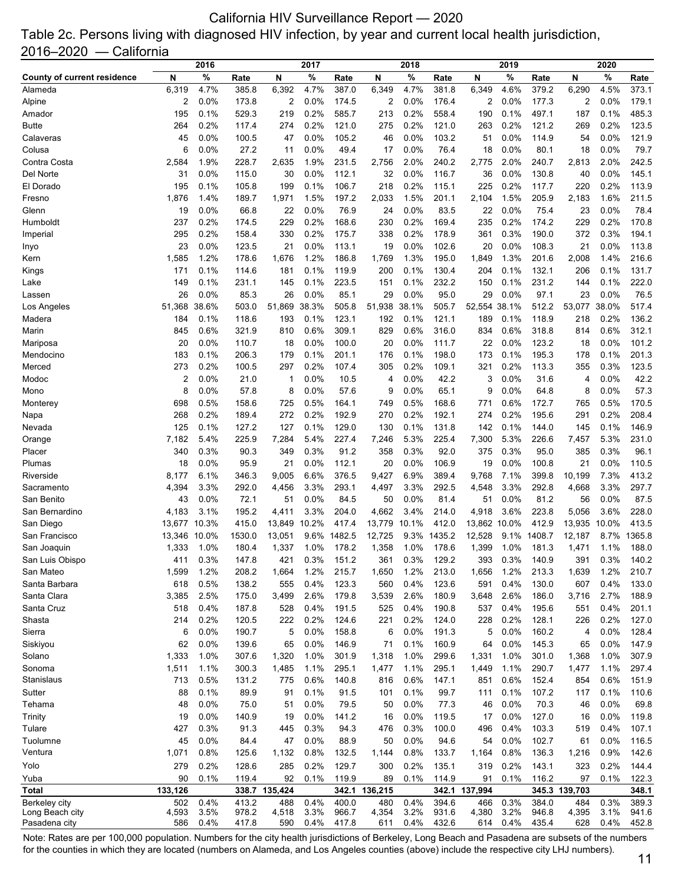California HIV Surveillance Report — 2020

## Table 2c. Persons living with diagnosed HIV infection, by year and current local health jurisdiction, 2016–2020 — California

| | 2016 | | | 2017 | | | 2018 | | | 2019 | | | 2020 | | |
|---|---|---|---|---|---|---|---|---|---|---|---|---|---|---|---|
| **County of current residence** | **N** | **%** | **Rate** | **N** | **%** | **Rate** | **N** | **%** | **Rate** | **N** | **%** | **Rate** | **N** | **%** | **Rate** |
| Alameda | 6,319 | 4.7% | 385.8 | 6,392 | 4.7% | 387.0 | 6,349 | 4.7% | 381.8 | 6,349 | 4.6% | 379.2 | 6,290 | 4.5% | 373.1 |
| Alpine | 2 | 0.0% | 173.8 | 2 | 0.0% | 174.5 | 2 | 0.0% | 176.4 | 2 | 0.0% | 177.3 | 2 | 0.0% | 179.1 |
| Amador | 195 | 0.1% | 529.3 | 219 | 0.2% | 585.7 | 213 | 0.2% | 558.4 | 190 | 0.1% | 497.1 | 187 | 0.1% | 485.3 |
| Butte | 264 | 0.2% | 117.4 | 274 | 0.2% | 121.0 | 275 | 0.2% | 121.0 | 263 | 0.2% | 121.2 | 269 | 0.2% | 123.5 |
| Calaveras | 45 | 0.0% | 100.5 | 47 | 0.0% | 105.2 | 46 | 0.0% | 103.2 | 51 | 0.0% | 114.9 | 54 | 0.0% | 121.9 |
| Colusa | 6 | 0.0% | 27.2 | 11 | 0.0% | 49.4 | 17 | 0.0% | 76.4 | 18 | 0.0% | 80.1 | 18 | 0.0% | 79.7 |
| Contra Costa | 2,584 | 1.9% | 228.7 | 2,635 | 1.9% | 231.5 | 2,756 | 2.0% | 240.2 | 2,775 | 2.0% | 240.7 | 2,813 | 2.0% | 242.5 |
| Del Norte | 31 | 0.0% | 115.0 | 30 | 0.0% | 112.1 | 32 | 0.0% | 116.7 | 36 | 0.0% | 130.8 | 40 | 0.0% | 145.1 |
| El Dorado | 195 | 0.1% | 105.8 | 199 | 0.1% | 106.7 | 218 | 0.2% | 115.1 | 225 | 0.2% | 117.7 | 220 | 0.2% | 113.9 |
| Fresno | 1,876 | 1.4% | 189.7 | 1,971 | 1.5% | 197.2 | 2,033 | 1.5% | 201.1 | 2,104 | 1.5% | 205.9 | 2,183 | 1.6% | 211.5 |
| Glenn | 19 | 0.0% | 66.8 | 22 | 0.0% | 76.9 | 24 | 0.0% | 83.5 | 22 | 0.0% | 75.4 | 23 | 0.0% | 78.4 |
| Humboldt | 237 | 0.2% | 174.5 | 229 | 0.2% | 168.6 | 230 | 0.2% | 169.4 | 235 | 0.2% | 174.2 | 229 | 0.2% | 170.8 |
| Imperial | 295 | 0.2% | 158.4 | 330 | 0.2% | 175.7 | 338 | 0.2% | 178.9 | 361 | 0.3% | 190.0 | 372 | 0.3% | 194.1 |
| Inyo | 23 | 0.0% | 123.5 | 21 | 0.0% | 113.1 | 19 | 0.0% | 102.6 | 20 | 0.0% | 108.3 | 21 | 0.0% | 113.8 |
| Kern | 1,585 | 1.2% | 178.6 | 1,676 | 1.2% | 186.8 | 1,769 | 1.3% | 195.0 | 1,849 | 1.3% | 201.6 | 2,008 | 1.4% | 216.6 |
| Kings | 171 | 0.1% | 114.6 | 181 | 0.1% | 119.9 | 200 | 0.1% | 130.4 | 204 | 0.1% | 132.1 | 206 | 0.1% | 131.7 |
| Lake | 149 | 0.1% | 231.1 | 145 | 0.1% | 223.5 | 151 | 0.1% | 232.2 | 150 | 0.1% | 231.2 | 144 | 0.1% | 222.0 |
| Lassen | 26 | 0.0% | 85.3 | 26 | 0.0% | 85.1 | 29 | 0.0% | 95.0 | 29 | 0.0% | 97.1 | 23 | 0.0% | 76.5 |
| Los Angeles | 51,368 | 38.6% | 503.0 | 51,869 | 38.3% | 505.8 | 51,938 | 38.1% | 505.7 | 52,554 | 38.1% | 512.2 | 53,077 | 38.0% | 517.4 |
| Madera | 184 | 0.1% | 118.6 | 193 | 0.1% | 123.1 | 192 | 0.1% | 121.1 | 189 | 0.1% | 118.9 | 218 | 0.2% | 136.2 |
| Marin | 845 | 0.6% | 321.9 | 810 | 0.6% | 309.1 | 829 | 0.6% | 316.0 | 834 | 0.6% | 318.8 | 814 | 0.6% | 312.1 |
| Mariposa | 20 | 0.0% | 110.7 | 18 | 0.0% | 100.0 | 20 | 0.0% | 111.7 | 22 | 0.0% | 123.2 | 18 | 0.0% | 101.2 |
| Mendocino | 183 | 0.1% | 206.3 | 179 | 0.1% | 201.1 | 176 | 0.1% | 198.0 | 173 | 0.1% | 195.3 | 178 | 0.1% | 201.3 |
| Merced | 273 | 0.2% | 100.5 | 297 | 0.2% | 107.4 | 305 | 0.2% | 109.1 | 321 | 0.2% | 113.3 | 355 | 0.3% | 123.5 |
| Modoc | 2 | 0.0% | 21.0 | 1 | 0.0% | 10.5 | 4 | 0.0% | 42.2 | 3 | 0.0% | 31.6 | 4 | 0.0% | 42.2 |
| Mono | 8 | 0.0% | 57.8 | 8 | 0.0% | 57.6 | 9 | 0.0% | 65.1 | 9 | 0.0% | 64.8 | 8 | 0.0% | 57.3 |
| Monterey | 698 | 0.5% | 158.6 | 725 | 0.5% | 164.1 | 749 | 0.5% | 168.6 | 771 | 0.6% | 172.7 | 765 | 0.5% | 170.5 |
| Napa | 268 | 0.2% | 189.4 | 272 | 0.2% | 192.9 | 270 | 0.2% | 192.1 | 274 | 0.2% | 195.6 | 291 | 0.2% | 208.4 |
| Nevada | 125 | 0.1% | 127.2 | 127 | 0.1% | 129.0 | 130 | 0.1% | 131.8 | 142 | 0.1% | 144.0 | 145 | 0.1% | 146.9 |
| Orange | 7,182 | 5.4% | 225.9 | 7,284 | 5.4% | 227.4 | 7,246 | 5.3% | 225.4 | 7,300 | 5.3% | 226.6 | 7,457 | 5.3% | 231.0 |
| Placer | 340 | 0.3% | 90.3 | 349 | 0.3% | 91.2 | 358 | 0.3% | 92.0 | 375 | 0.3% | 95.0 | 385 | 0.3% | 96.1 |
| Plumas | 18 | 0.0% | 95.9 | 21 | 0.0% | 112.1 | 20 | 0.0% | 106.9 | 19 | 0.0% | 100.8 | 21 | 0.0% | 110.5 |
| Riverside | 8,177 | 6.1% | 346.3 | 9,005 | 6.6% | 376.5 | 9,427 | 6.9% | 389.4 | 9,768 | 7.1% | 399.8 | 10,199 | 7.3% | 413.2 |
| Sacramento | 4,394 | 3.3% | 292.0 | 4,456 | 3.3% | 293.1 | 4,497 | 3.3% | 292.5 | 4,548 | 3.3% | 292.8 | 4,668 | 3.3% | 297.7 |
| San Benito | 43 | 0.0% | 72.1 | 51 | 0.0% | 84.5 | 50 | 0.0% | 81.4 | 51 | 0.0% | 81.2 | 56 | 0.0% | 87.5 |
| San Bernardino | 4,183 | 3.1% | 195.2 | 4,411 | 3.3% | 204.0 | 4,662 | 3.4% | 214.0 | 4,918 | 3.6% | 223.8 | 5,056 | 3.6% | 228.0 |
| San Diego | 13,677 | 10.3% | 415.0 | 13,849 | 10.2% | 417.4 | 13,779 | 10.1% | 412.0 | 13,862 | 10.0% | 412.9 | 13,935 | 10.0% | 413.5 |
| San Francisco | 13,346 | 10.0% | 1530.0 | 13,051 | 9.6% | 1482.5 | 12,725 | 9.3% | 1435.2 | 12,528 | 9.1% | 1408.7 | 12,187 | 8.7% | 1365.8 |
| San Joaquin | 1,333 | 1.0% | 180.4 | 1,337 | 1.0% | 178.2 | 1,358 | 1.0% | 178.6 | 1,399 | 1.0% | 181.3 | 1,471 | 1.1% | 188.0 |
| San Luis Obispo | 411 | 0.3% | 147.8 | 421 | 0.3% | 151.2 | 361 | 0.3% | 129.2 | 393 | 0.3% | 140.9 | 391 | 0.3% | 140.2 |
| San Mateo | 1,599 | 1.2% | 208.2 | 1,664 | 1.2% | 215.7 | 1,650 | 1.2% | 213.0 | 1,656 | 1.2% | 213.3 | 1,639 | 1.2% | 210.7 |
| Santa Barbara | 618 | 0.5% | 138.2 | 555 | 0.4% | 123.3 | 560 | 0.4% | 123.6 | 591 | 0.4% | 130.0 | 607 | 0.4% | 133.0 |
| Santa Clara | 3,385 | 2.5% | 175.0 | 3,499 | 2.6% | 179.8 | 3,539 | 2.6% | 180.9 | 3,648 | 2.6% | 186.0 | 3,716 | 2.7% | 188.9 |
| Santa Cruz | 518 | 0.4% | 187.8 | 528 | 0.4% | 191.5 | 525 | 0.4% | 190.8 | 537 | 0.4% | 195.6 | 551 | 0.4% | 201.1 |
| Shasta | 214 | 0.2% | 120.5 | 222 | 0.2% | 124.6 | 221 | 0.2% | 124.0 | 228 | 0.2% | 128.1 | 226 | 0.2% | 127.0 |
| Sierra | 6 | 0.0% | 190.7 | 5 | 0.0% | 158.8 | 6 | 0.0% | 191.3 | 5 | 0.0% | 160.2 | 4 | 0.0% | 128.4 |
| Siskiyou | 62 | 0.0% | 139.6 | 65 | 0.0% | 146.9 | 71 | 0.1% | 160.9 | 64 | 0.0% | 145.3 | 65 | 0.0% | 147.9 |
| Solano | 1,333 | 1.0% | 307.6 | 1,320 | 1.0% | 301.9 | 1,318 | 1.0% | 299.6 | 1,331 | 1.0% | 301.0 | 1,368 | 1.0% | 307.9 |
| Sonoma | 1,511 | 1.1% | 300.3 | 1,485 | 1.1% | 295.1 | 1,477 | 1.1% | 295.1 | 1,449 | 1.1% | 290.7 | 1,477 | 1.1% | 297.4 |
| Stanislaus | 713 | 0.5% | 131.2 | 775 | 0.6% | 140.8 | 816 | 0.6% | 147.1 | 851 | 0.6% | 152.4 | 854 | 0.6% | 151.9 |
| Sutter | 88 | 0.1% | 89.9 | 91 | 0.1% | 91.5 | 101 | 0.1% | 99.7 | 111 | 0.1% | 107.2 | 117 | 0.1% | 110.6 |
| Tehama | 48 | 0.0% | 75.0 | 51 | 0.0% | 79.5 | 50 | 0.0% | 77.3 | 46 | 0.0% | 70.3 | 46 | 0.0% | 69.8 |
| Trinity | 19 | 0.0% | 140.9 | 19 | 0.0% | 141.2 | 16 | 0.0% | 119.5 | 17 | 0.0% | 127.0 | 16 | 0.0% | 119.8 |
| Tulare | 427 | 0.3% | 91.3 | 445 | 0.3% | 94.3 | 476 | 0.3% | 100.0 | 496 | 0.4% | 103.3 | 519 | 0.4% | 107.1 |
| Tuolumne | 45 | 0.0% | 84.4 | 47 | 0.0% | 88.9 | 50 | 0.0% | 94.6 | 54 | 0.0% | 102.7 | 61 | 0.0% | 116.5 |
| Ventura | 1,071 | 0.8% | 125.6 | 1,132 | 0.8% | 132.5 | 1,144 | 0.8% | 133.7 | 1,164 | 0.8% | 136.3 | 1,216 | 0.9% | 142.6 |
| Yolo | 279 | 0.2% | 128.6 | 285 | 0.2% | 129.7 | 300 | 0.2% | 135.1 | 319 | 0.2% | 143.1 | 323 | 0.2% | 144.4 |
| Yuba | 90 | 0.1% | 119.4 | 92 | 0.1% | 119.9 | 89 | 0.1% | 114.9 | 91 | 0.1% | 116.2 | 97 | 0.1% | 122.3 |
| **Total** | **133,126** | | **338.7** | **135,424** | | **342.1** | **136,215** | | **342.1** | **137,994** | | **345.3** | **139,703** | | **348.1** |
| Berkeley city | 502 | 0.4% | 413.2 | 488 | 0.4% | 400.0 | 480 | 0.4% | 394.6 | 466 | 0.3% | 384.0 | 484 | 0.3% | 389.3 |
| Long Beach city | 4,593 | 3.5% | 978.2 | 4,518 | 3.3% | 966.7 | 4,354 | 3.2% | 931.6 | 4,380 | 3.2% | 946.8 | 4,395 | 3.1% | 941.6 |
| Pasadena city | 586 | 0.4% | 417.8 | 590 | 0.4% | 417.8 | 611 | 0.4% | 432.6 | 614 | 0.4% | 435.4 | 628 | 0.4% | 452.8 |

Note: Rates are per 100,000 population. Numbers for the city health jurisdictions of Berkeley, Long Beach and Pasadena are subsets of the numbers for the counties in which they are located (numbers on Alameda, and Los Angeles counties (above) include the respective city LHJ numbers).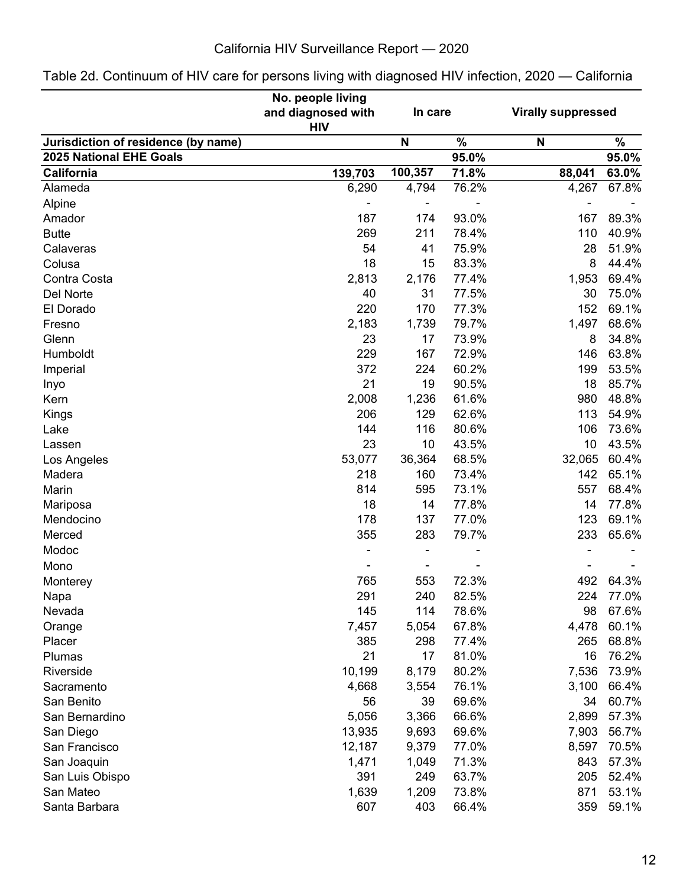California HIV Surveillance Report — 2020

Table 2d. Continuum of HIV care for persons living with diagnosed HIV infection, 2020 — California

| | No. people living and diagnosed with HIV | In care | | Virally suppressed | |
|---|---|---|---|---|---|
| **Jurisdiction of residence (by name)** | | **N** | **%** | **N** | **%** |
| **2025 National EHE Goals** | | | **95.0%** | | **95.0%** |
| **California** | **139,703** | **100,357** | **71.8%** | **88,041** | **63.0%** |
| Alameda | 6,290 | 4,794 | 76.2% | 4,267 | 67.8% |
| Alpine | - | - | - | - | - |
| Amador | 187 | 174 | 93.0% | 167 | 89.3% |
| Butte | 269 | 211 | 78.4% | 110 | 40.9% |
| Calaveras | 54 | 41 | 75.9% | 28 | 51.9% |
| Colusa | 18 | 15 | 83.3% | 8 | 44.4% |
| Contra Costa | 2,813 | 2,176 | 77.4% | 1,953 | 69.4% |
| Del Norte | 40 | 31 | 77.5% | 30 | 75.0% |
| El Dorado | 220 | 170 | 77.3% | 152 | 69.1% |
| Fresno | 2,183 | 1,739 | 79.7% | 1,497 | 68.6% |
| Glenn | 23 | 17 | 73.9% | 8 | 34.8% |
| Humboldt | 229 | 167 | 72.9% | 146 | 63.8% |
| Imperial | 372 | 224 | 60.2% | 199 | 53.5% |
| Inyo | 21 | 19 | 90.5% | 18 | 85.7% |
| Kern | 2,008 | 1,236 | 61.6% | 980 | 48.8% |
| Kings | 206 | 129 | 62.6% | 113 | 54.9% |
| Lake | 144 | 116 | 80.6% | 106 | 73.6% |
| Lassen | 23 | 10 | 43.5% | 10 | 43.5% |
| Los Angeles | 53,077 | 36,364 | 68.5% | 32,065 | 60.4% |
| Madera | 218 | 160 | 73.4% | 142 | 65.1% |
| Marin | 814 | 595 | 73.1% | 557 | 68.4% |
| Mariposa | 18 | 14 | 77.8% | 14 | 77.8% |
| Mendocino | 178 | 137 | 77.0% | 123 | 69.1% |
| Merced | 355 | 283 | 79.7% | 233 | 65.6% |
| Modoc | - | - | - | - | - |
| Mono | - | - | - | - | - |
| Monterey | 765 | 553 | 72.3% | 492 | 64.3% |
| Napa | 291 | 240 | 82.5% | 224 | 77.0% |
| Nevada | 145 | 114 | 78.6% | 98 | 67.6% |
| Orange | 7,457 | 5,054 | 67.8% | 4,478 | 60.1% |
| Placer | 385 | 298 | 77.4% | 265 | 68.8% |
| Plumas | 21 | 17 | 81.0% | 16 | 76.2% |
| Riverside | 10,199 | 8,179 | 80.2% | 7,536 | 73.9% |
| Sacramento | 4,668 | 3,554 | 76.1% | 3,100 | 66.4% |
| San Benito | 56 | 39 | 69.6% | 34 | 60.7% |
| San Bernardino | 5,056 | 3,366 | 66.6% | 2,899 | 57.3% |
| San Diego | 13,935 | 9,693 | 69.6% | 7,903 | 56.7% |
| San Francisco | 12,187 | 9,379 | 77.0% | 8,597 | 70.5% |
| San Joaquin | 1,471 | 1,049 | 71.3% | 843 | 57.3% |
| San Luis Obispo | 391 | 249 | 63.7% | 205 | 52.4% |
| San Mateo | 1,639 | 1,209 | 73.8% | 871 | 53.1% |
| Santa Barbara | 607 | 403 | 66.4% | 359 | 59.1% |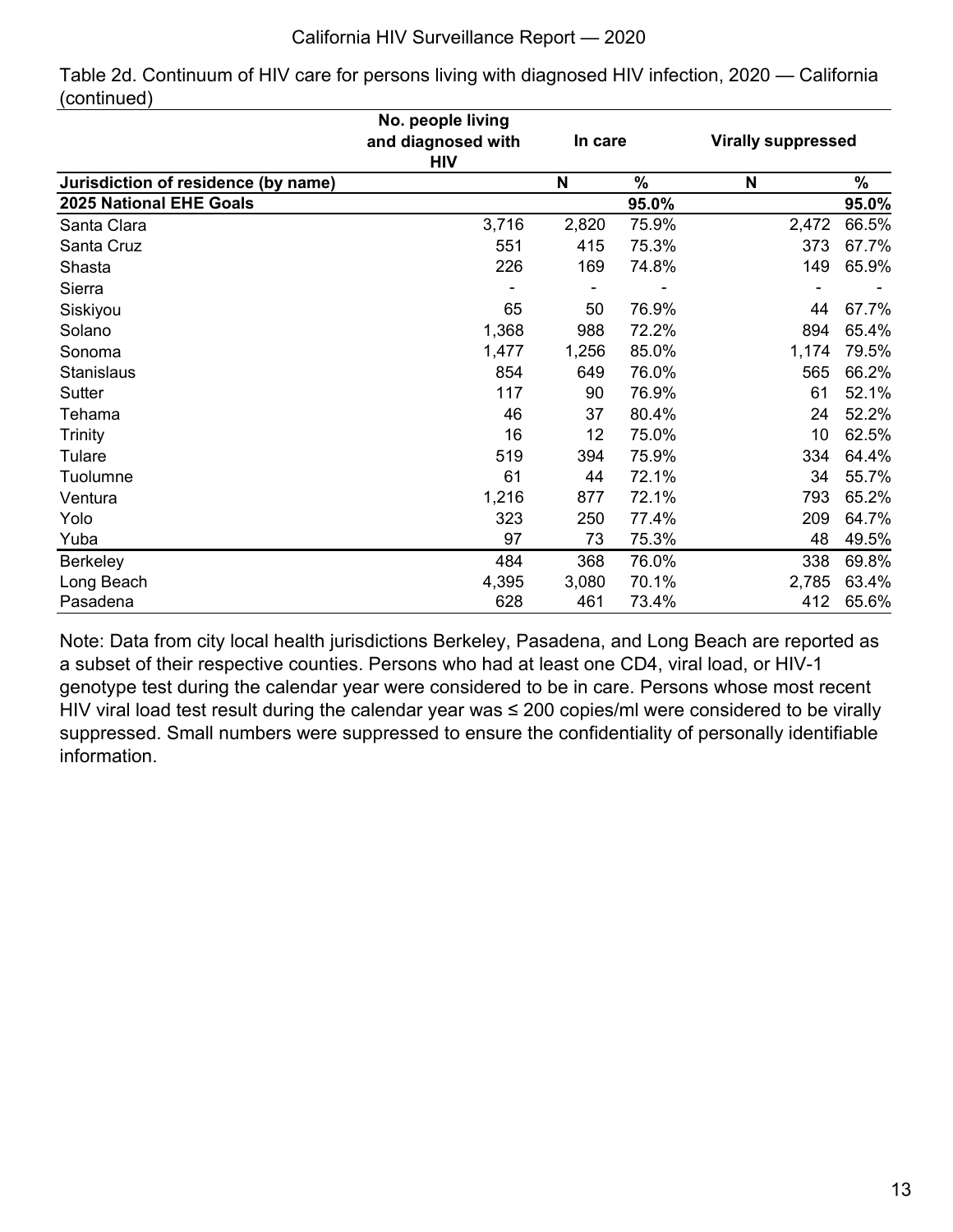Table 2d. Continuum of HIV care for persons living with diagnosed HIV infection, 2020 — California (continued)

| Jurisdiction of residence (by name) | No. people living and diagnosed with HIV | In care | | Virally suppressed | |
|---|---|---|---|---|---|
| | | N | % | N | % |
| **2025 National EHE Goals** | | | **95.0%** | | **95.0%** |
| Santa Clara | 3,716 | 2,820 | 75.9% | 2,472 | 66.5% |
| Santa Cruz | 551 | 415 | 75.3% | 373 | 67.7% |
| Shasta | 226 | 169 | 74.8% | 149 | 65.9% |
| Sierra | - | - | - | - | - |
| Siskiyou | 65 | 50 | 76.9% | 44 | 67.7% |
| Solano | 1,368 | 988 | 72.2% | 894 | 65.4% |
| Sonoma | 1,477 | 1,256 | 85.0% | 1,174 | 79.5% |
| Stanislaus | 854 | 649 | 76.0% | 565 | 66.2% |
| Sutter | 117 | 90 | 76.9% | 61 | 52.1% |
| Tehama | 46 | 37 | 80.4% | 24 | 52.2% |
| Trinity | 16 | 12 | 75.0% | 10 | 62.5% |
| Tulare | 519 | 394 | 75.9% | 334 | 64.4% |
| Tuolumne | 61 | 44 | 72.1% | 34 | 55.7% |
| Ventura | 1,216 | 877 | 72.1% | 793 | 65.2% |
| Yolo | 323 | 250 | 77.4% | 209 | 64.7% |
| Yuba | 97 | 73 | 75.3% | 48 | 49.5% |
| Berkeley | 484 | 368 | 76.0% | 338 | 69.8% |
| Long Beach | 4,395 | 3,080 | 70.1% | 2,785 | 63.4% |
| Pasadena | 628 | 461 | 73.4% | 412 | 65.6% |

Note: Data from city local health jurisdictions Berkeley, Pasadena, and Long Beach are reported as a subset of their respective counties. Persons who had at least one CD4, viral load, or HIV-1 genotype test during the calendar year were considered to be in care. Persons whose most recent HIV viral load test result during the calendar year was ≤ 200 copies/ml were considered to be virally suppressed. Small numbers were suppressed to ensure the confidentiality of personally identifiable information.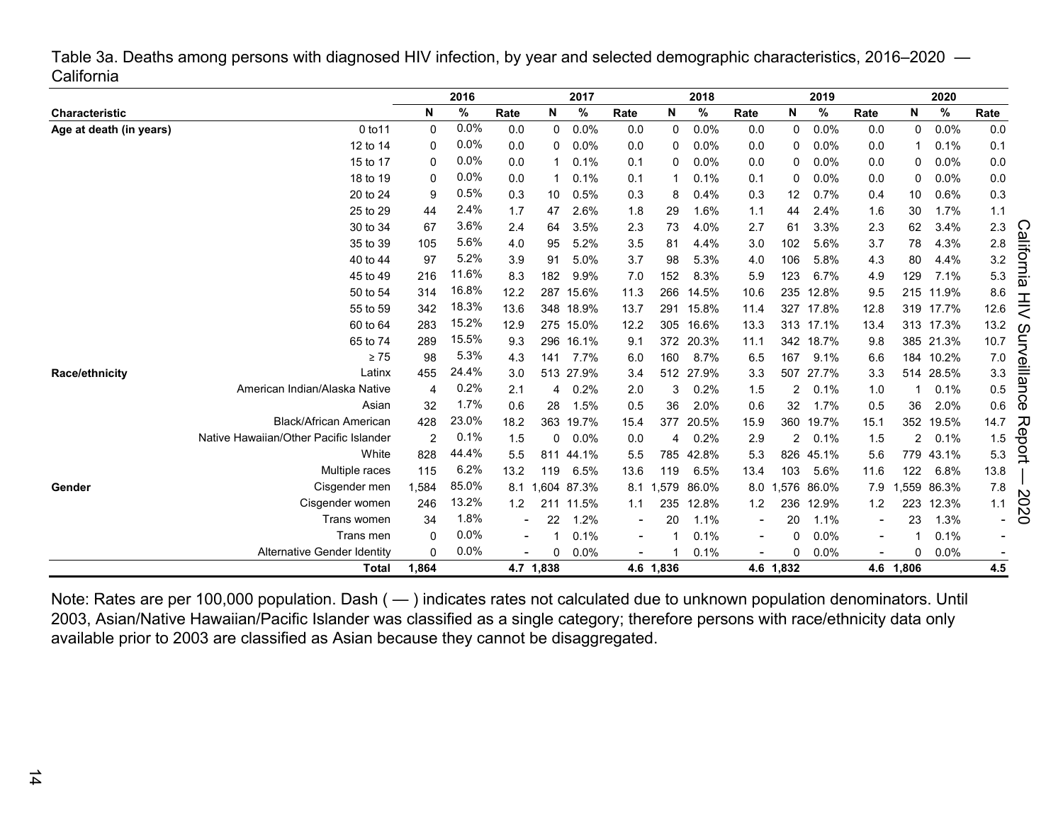Table 3a. Deaths among persons with diagnosed HIV infection, by year and selected demographic characteristics, 2016–2020 — California

| Characteristic | | 2016 | | | 2017 | | | 2018 | | | 2019 | | | 2020 | | |
|---|---|---|---|---|---|---|---|---|---|---|---|---|---|---|---|---|
| | | N | % | Rate | N | % | Rate | N | % | Rate | N | % | Rate | N | % | Rate |
| Age at death (in years) | 0 to11 | 0 | 0.0% | 0.0 | 0 | 0.0% | 0.0 | 0 | 0.0% | 0.0 | 0 | 0.0% | 0.0 | 0 | 0.0% | 0.0 |
| | 12 to 14 | 0 | 0.0% | 0.0 | 0 | 0.0% | 0.0 | 0 | 0.0% | 0.0 | 0 | 0.0% | 0.0 | 1 | 0.1% | 0.1 |
| | 15 to 17 | 0 | 0.0% | 0.0 | 1 | 0.1% | 0.1 | 0 | 0.0% | 0.0 | 0 | 0.0% | 0.0 | 0 | 0.0% | 0.0 |
| | 18 to 19 | 0 | 0.0% | 0.0 | 1 | 0.1% | 0.1 | 1 | 0.1% | 0.1 | 0 | 0.0% | 0.0 | 0 | 0.0% | 0.0 |
| | 20 to 24 | 9 | 0.5% | 0.3 | 10 | 0.5% | 0.3 | 8 | 0.4% | 0.3 | 12 | 0.7% | 0.4 | 10 | 0.6% | 0.3 |
| | 25 to 29 | 44 | 2.4% | 1.7 | 47 | 2.6% | 1.8 | 29 | 1.6% | 1.1 | 44 | 2.4% | 1.6 | 30 | 1.7% | 1.1 |
| | 30 to 34 | 67 | 3.6% | 2.4 | 64 | 3.5% | 2.3 | 73 | 4.0% | 2.7 | 61 | 3.3% | 2.3 | 62 | 3.4% | 2.3 |
| | 35 to 39 | 105 | 5.6% | 4.0 | 95 | 5.2% | 3.5 | 81 | 4.4% | 3.0 | 102 | 5.6% | 3.7 | 78 | 4.3% | 2.8 |
| | 40 to 44 | 97 | 5.2% | 3.9 | 91 | 5.0% | 3.7 | 98 | 5.3% | 4.0 | 106 | 5.8% | 4.3 | 80 | 4.4% | 3.2 |
| | 45 to 49 | 216 | 11.6% | 8.3 | 182 | 9.9% | 7.0 | 152 | 8.3% | 5.9 | 123 | 6.7% | 4.9 | 129 | 7.1% | 5.3 |
| | 50 to 54 | 314 | 16.8% | 12.2 | 287 | 15.6% | 11.3 | 266 | 14.5% | 10.6 | 235 | 12.8% | 9.5 | 215 | 11.9% | 8.6 |
| | 55 to 59 | 342 | 18.3% | 13.6 | 348 | 18.9% | 13.7 | 291 | 15.8% | 11.4 | 327 | 17.8% | 12.8 | 319 | 17.7% | 12.6 |
| | 60 to 64 | 283 | 15.2% | 12.9 | 275 | 15.0% | 12.2 | 305 | 16.6% | 13.3 | 313 | 17.1% | 13.4 | 313 | 17.3% | 13.2 |
| | 65 to 74 | 289 | 15.5% | 9.3 | 296 | 16.1% | 9.1 | 372 | 20.3% | 11.1 | 342 | 18.7% | 9.8 | 385 | 21.3% | 10.7 |
| | ≥ 75 | 98 | 5.3% | 4.3 | 141 | 7.7% | 6.0 | 160 | 8.7% | 6.5 | 167 | 9.1% | 6.6 | 184 | 10.2% | 7.0 |
| Race/ethnicity | Latinx | 455 | 24.4% | 3.0 | 513 | 27.9% | 3.4 | 512 | 27.9% | 3.3 | 507 | 27.7% | 3.3 | 514 | 28.5% | 3.3 |
| | American Indian/Alaska Native | 4 | 0.2% | 2.1 | 4 | 0.2% | 2.0 | 3 | 0.2% | 1.5 | 2 | 0.1% | 1.0 | 1 | 0.1% | 0.5 |
| | Asian | 32 | 1.7% | 0.6 | 28 | 1.5% | 0.5 | 36 | 2.0% | 0.6 | 32 | 1.7% | 0.5 | 36 | 2.0% | 0.6 |
| | Black/African American | 428 | 23.0% | 18.2 | 363 | 19.7% | 15.4 | 377 | 20.5% | 15.9 | 360 | 19.7% | 15.1 | 352 | 19.5% | 14.7 |
| | Native Hawaiian/Other Pacific Islander | 2 | 0.1% | 1.5 | 0 | 0.0% | 0.0 | 4 | 0.2% | 2.9 | 2 | 0.1% | 1.5 | 2 | 0.1% | 1.5 |
| | White | 828 | 44.4% | 5.5 | 811 | 44.1% | 5.5 | 785 | 42.8% | 5.3 | 826 | 45.1% | 5.6 | 779 | 43.1% | 5.3 |
| | Multiple races | 115 | 6.2% | 13.2 | 119 | 6.5% | 13.6 | 119 | 6.5% | 13.4 | 103 | 5.6% | 11.6 | 122 | 6.8% | 13.8 |
| Gender | Cisgender men | 1,584 | 85.0% | 8.1 | 1,604 | 87.3% | 8.1 | 1,579 | 86.0% | 8.0 | 1,576 | 86.0% | 7.9 | 1,559 | 86.3% | 7.8 |
| | Cisgender women | 246 | 13.2% | 1.2 | 211 | 11.5% | 1.1 | 235 | 12.8% | 1.2 | 236 | 12.9% | 1.2 | 223 | 12.3% | 1.1 |
| | Trans women | 34 | 1.8% | - | 22 | 1.2% | - | 20 | 1.1% | - | 20 | 1.1% | - | 23 | 1.3% | - |
| | Trans men | 0 | 0.0% | - | 1 | 0.1% | - | 1 | 0.1% | - | 0 | 0.0% | - | 1 | 0.1% | - |
| | Alternative Gender Identity | 0 | 0.0% | - | 0 | 0.0% | - | 1 | 0.1% | - | 0 | 0.0% | - | 0 | 0.0% | - |
| | **Total** | **1,864** | | **4.7** | **1,838** | | **4.6** | **1,836** | | **4.6** | **1,832** | | **4.6** | **1,806** | | **4.5** |

Note: Rates are per 100,000 population. Dash ( — ) indicates rates not calculated due to unknown population denominators. Until 2003, Asian/Native Hawaiian/Pacific Islander was classified as a single category; therefore persons with race/ethnicity data only available prior to 2003 are classified as Asian because they cannot be disaggregated.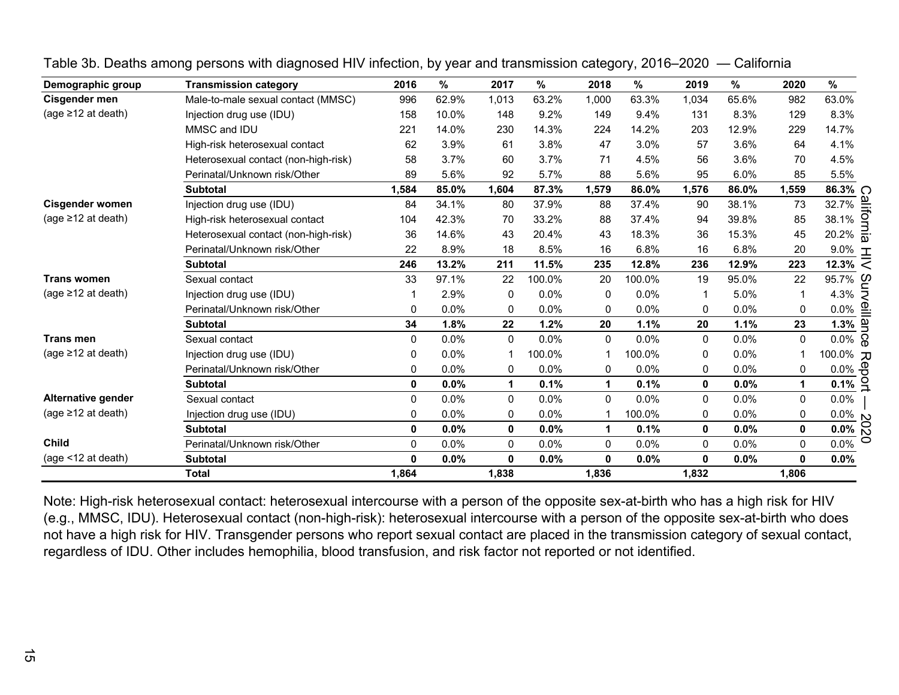Table 3b. Deaths among persons with diagnosed HIV infection, by year and transmission category, 2016–2020 — California

| Demographic group | Transmission category | 2016 | % | 2017 | % | 2018 | % | 2019 | % | 2020 | % |
|---|---|---|---|---|---|---|---|---|---|---|---|
| **Cisgender men** | Male-to-male sexual contact (MMSC) | 996 | 62.9% | 1,013 | 63.2% | 1,000 | 63.3% | 1,034 | 65.6% | 982 | 63.0% |
| (age ≥12 at death) | Injection drug use (IDU) | 158 | 10.0% | 148 | 9.2% | 149 | 9.4% | 131 | 8.3% | 129 | 8.3% |
| | MMSC and IDU | 221 | 14.0% | 230 | 14.3% | 224 | 14.2% | 203 | 12.9% | 229 | 14.7% |
| | High-risk heterosexual contact | 62 | 3.9% | 61 | 3.8% | 47 | 3.0% | 57 | 3.6% | 64 | 4.1% |
| | Heterosexual contact (non-high-risk) | 58 | 3.7% | 60 | 3.7% | 71 | 4.5% | 56 | 3.6% | 70 | 4.5% |
| | Perinatal/Unknown risk/Other | 89 | 5.6% | 92 | 5.7% | 88 | 5.6% | 95 | 6.0% | 85 | 5.5% |
| | **Subtotal** | **1,584** | **85.0%** | **1,604** | **87.3%** | **1,579** | **86.0%** | **1,576** | **86.0%** | **1,559** | **86.3%** |
| **Cisgender women** | Injection drug use (IDU) | 84 | 34.1% | 80 | 37.9% | 88 | 37.4% | 90 | 38.1% | 73 | 32.7% |
| (age ≥12 at death) | High-risk heterosexual contact | 104 | 42.3% | 70 | 33.2% | 88 | 37.4% | 94 | 39.8% | 85 | 38.1% |
| | Heterosexual contact (non-high-risk) | 36 | 14.6% | 43 | 20.4% | 43 | 18.3% | 36 | 15.3% | 45 | 20.2% |
| | Perinatal/Unknown risk/Other | 22 | 8.9% | 18 | 8.5% | 16 | 6.8% | 16 | 6.8% | 20 | 9.0% |
| | **Subtotal** | **246** | **13.2%** | **211** | **11.5%** | **235** | **12.8%** | **236** | **12.9%** | **223** | **12.3%** |
| **Trans women** | Sexual contact | 33 | 97.1% | 22 | 100.0% | 20 | 100.0% | 19 | 95.0% | 22 | 95.7% |
| (age ≥12 at death) | Injection drug use (IDU) | 1 | 2.9% | 0 | 0.0% | 0 | 0.0% | 1 | 5.0% | 1 | 4.3% |
| | Perinatal/Unknown risk/Other | 0 | 0.0% | 0 | 0.0% | 0 | 0.0% | 0 | 0.0% | 0 | 0.0% |
| | **Subtotal** | **34** | **1.8%** | **22** | **1.2%** | **20** | **1.1%** | **20** | **1.1%** | **23** | **1.3%** |
| **Trans men** | Sexual contact | 0 | 0.0% | 0 | 0.0% | 0 | 0.0% | 0 | 0.0% | 0 | 0.0% |
| (age ≥12 at death) | Injection drug use (IDU) | 0 | 0.0% | 1 | 100.0% | 1 | 100.0% | 0 | 0.0% | 1 | 100.0% |
| | Perinatal/Unknown risk/Other | 0 | 0.0% | 0 | 0.0% | 0 | 0.0% | 0 | 0.0% | 0 | 0.0% |
| | **Subtotal** | **0** | **0.0%** | **1** | **0.1%** | **1** | **0.1%** | **0** | **0.0%** | **1** | **0.1%** |
| **Alternative gender** | Sexual contact | 0 | 0.0% | 0 | 0.0% | 0 | 0.0% | 0 | 0.0% | 0 | 0.0% |
| (age ≥12 at death) | Injection drug use (IDU) | 0 | 0.0% | 0 | 0.0% | 1 | 100.0% | 0 | 0.0% | 0 | 0.0% |
| | **Subtotal** | **0** | **0.0%** | **0** | **0.0%** | **1** | **0.1%** | **0** | **0.0%** | **0** | **0.0%** |
| **Child** | Perinatal/Unknown risk/Other | 0 | 0.0% | 0 | 0.0% | 0 | 0.0% | 0 | 0.0% | 0 | 0.0% |
| (age <12 at death) | **Subtotal** | **0** | **0.0%** | **0** | **0.0%** | **0** | **0.0%** | **0** | **0.0%** | **0** | **0.0%** |
| | **Total** | **1,864** | | **1,838** | | **1,836** | | **1,832** | | **1,806** | |

Note: High-risk heterosexual contact: heterosexual intercourse with a person of the opposite sex-at-birth who has a high risk for HIV (e.g., MMSC, IDU). Heterosexual contact (non-high-risk): heterosexual intercourse with a person of the opposite sex-at-birth who does not have a high risk for HIV. Transgender persons who report sexual contact are placed in the transmission category of sexual contact, regardless of IDU. Other includes hemophilia, blood transfusion, and risk factor not reported or not identified.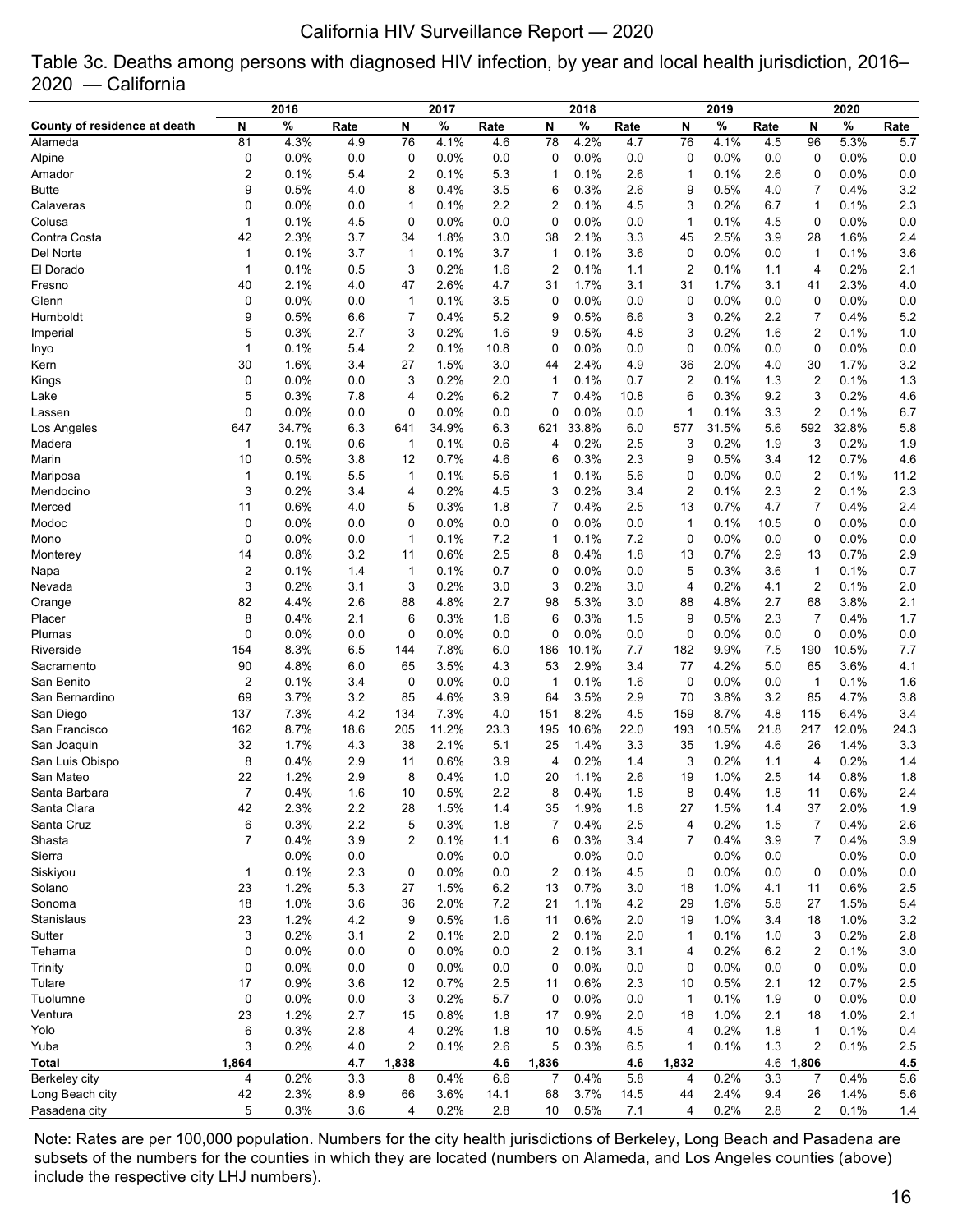Table 3c. Deaths among persons with diagnosed HIV infection, by year and local health jurisdiction, 2016–2020 — California

| | 2016 | | | 2017 | | | 2018 | | | 2019 | | | 2020 | | |
|---|---|---|---|---|---|---|---|---|---|---|---|---|---|---|---|
| County of residence at death | N | % | Rate | N | % | Rate | N | % | Rate | N | % | Rate | N | % | Rate |
| Alameda | 81 | 4.3% | 4.9 | 76 | 4.1% | 4.6 | 78 | 4.2% | 4.7 | 76 | 4.1% | 4.5 | 96 | 5.3% | 5.7 |
| Alpine | 0 | 0.0% | 0.0 | 0 | 0.0% | 0.0 | 0 | 0.0% | 0.0 | 0 | 0.0% | 0.0 | 0 | 0.0% | 0.0 |
| Amador | 2 | 0.1% | 5.4 | 2 | 0.1% | 5.3 | 1 | 0.1% | 2.6 | 1 | 0.1% | 2.6 | 0 | 0.0% | 0.0 |
| Butte | 9 | 0.5% | 4.0 | 8 | 0.4% | 3.5 | 6 | 0.3% | 2.6 | 9 | 0.5% | 4.0 | 7 | 0.4% | 3.2 |
| Calaveras | 0 | 0.0% | 0.0 | 1 | 0.1% | 2.2 | 2 | 0.1% | 4.5 | 3 | 0.2% | 6.7 | 1 | 0.1% | 2.3 |
| Colusa | 1 | 0.1% | 4.5 | 0 | 0.0% | 0.0 | 0 | 0.0% | 0.0 | 1 | 0.1% | 4.5 | 0 | 0.0% | 0.0 |
| Contra Costa | 42 | 2.3% | 3.7 | 34 | 1.8% | 3.0 | 38 | 2.1% | 3.3 | 45 | 2.5% | 3.9 | 28 | 1.6% | 2.4 |
| Del Norte | 1 | 0.1% | 3.7 | 1 | 0.1% | 3.7 | 1 | 0.1% | 3.6 | 0 | 0.0% | 0.0 | 1 | 0.1% | 3.6 |
| El Dorado | 1 | 0.1% | 0.5 | 3 | 0.2% | 1.6 | 2 | 0.1% | 1.1 | 2 | 0.1% | 1.1 | 4 | 0.2% | 2.1 |
| Fresno | 40 | 2.1% | 4.0 | 47 | 2.6% | 4.7 | 31 | 1.7% | 3.1 | 31 | 1.7% | 3.1 | 41 | 2.3% | 4.0 |
| Glenn | 0 | 0.0% | 0.0 | 1 | 0.1% | 3.5 | 0 | 0.0% | 0.0 | 0 | 0.0% | 0.0 | 0 | 0.0% | 0.0 |
| Humboldt | 9 | 0.5% | 6.6 | 7 | 0.4% | 5.2 | 9 | 0.5% | 6.6 | 3 | 0.2% | 2.2 | 7 | 0.4% | 5.2 |
| Imperial | 5 | 0.3% | 2.7 | 3 | 0.2% | 1.6 | 9 | 0.5% | 4.8 | 3 | 0.2% | 1.6 | 2 | 0.1% | 1.0 |
| Inyo | 1 | 0.1% | 5.4 | 2 | 0.1% | 10.8 | 0 | 0.0% | 0.0 | 0 | 0.0% | 0.0 | 0 | 0.0% | 0.0 |
| Kern | 30 | 1.6% | 3.4 | 27 | 1.5% | 3.0 | 44 | 2.4% | 4.9 | 36 | 2.0% | 4.0 | 30 | 1.7% | 3.2 |
| Kings | 0 | 0.0% | 0.0 | 3 | 0.2% | 2.0 | 1 | 0.1% | 0.7 | 2 | 0.1% | 1.3 | 2 | 0.1% | 1.3 |
| Lake | 5 | 0.3% | 7.8 | 4 | 0.2% | 6.2 | 7 | 0.4% | 10.8 | 6 | 0.3% | 9.2 | 3 | 0.2% | 4.6 |
| Lassen | 0 | 0.0% | 0.0 | 0 | 0.0% | 0.0 | 0 | 0.0% | 0.0 | 1 | 0.1% | 3.3 | 2 | 0.1% | 6.7 |
| Los Angeles | 647 | 34.7% | 6.3 | 641 | 34.9% | 6.3 | 621 | 33.8% | 6.0 | 577 | 31.5% | 5.6 | 592 | 32.8% | 5.8 |
| Madera | 1 | 0.1% | 0.6 | 1 | 0.1% | 0.6 | 4 | 0.2% | 2.5 | 3 | 0.2% | 1.9 | 3 | 0.2% | 1.9 |
| Marin | 10 | 0.5% | 3.8 | 12 | 0.7% | 4.6 | 6 | 0.3% | 2.3 | 9 | 0.5% | 3.4 | 12 | 0.7% | 4.6 |
| Mariposa | 1 | 0.1% | 5.5 | 1 | 0.1% | 5.6 | 1 | 0.1% | 5.6 | 0 | 0.0% | 0.0 | 2 | 0.1% | 11.2 |
| Mendocino | 3 | 0.2% | 3.4 | 4 | 0.2% | 4.5 | 3 | 0.2% | 3.4 | 2 | 0.1% | 2.3 | 2 | 0.1% | 2.3 |
| Merced | 11 | 0.6% | 4.0 | 5 | 0.3% | 1.8 | 7 | 0.4% | 2.5 | 13 | 0.7% | 4.7 | 7 | 0.4% | 2.4 |
| Modoc | 0 | 0.0% | 0.0 | 0 | 0.0% | 0.0 | 0 | 0.0% | 0.0 | 1 | 0.1% | 10.5 | 0 | 0.0% | 0.0 |
| Mono | 0 | 0.0% | 0.0 | 1 | 0.1% | 7.2 | 1 | 0.1% | 7.2 | 0 | 0.0% | 0.0 | 0 | 0.0% | 0.0 |
| Monterey | 14 | 0.8% | 3.2 | 11 | 0.6% | 2.5 | 8 | 0.4% | 1.8 | 13 | 0.7% | 2.9 | 13 | 0.7% | 2.9 |
| Napa | 2 | 0.1% | 1.4 | 1 | 0.1% | 0.7 | 0 | 0.0% | 0.0 | 5 | 0.3% | 3.6 | 1 | 0.1% | 0.7 |
| Nevada | 3 | 0.2% | 3.1 | 3 | 0.2% | 3.0 | 3 | 0.2% | 3.0 | 4 | 0.2% | 4.1 | 2 | 0.1% | 2.0 |
| Orange | 82 | 4.4% | 2.6 | 88 | 4.8% | 2.7 | 98 | 5.3% | 3.0 | 88 | 4.8% | 2.7 | 68 | 3.8% | 2.1 |
| Placer | 8 | 0.4% | 2.1 | 6 | 0.3% | 1.6 | 6 | 0.3% | 1.5 | 9 | 0.5% | 2.3 | 7 | 0.4% | 1.7 |
| Plumas | 0 | 0.0% | 0.0 | 0 | 0.0% | 0.0 | 0 | 0.0% | 0.0 | 0 | 0.0% | 0.0 | 0 | 0.0% | 0.0 |
| Riverside | 154 | 8.3% | 6.5 | 144 | 7.8% | 6.0 | 186 | 10.1% | 7.7 | 182 | 9.9% | 7.5 | 190 | 10.5% | 7.7 |
| Sacramento | 90 | 4.8% | 6.0 | 65 | 3.5% | 4.3 | 53 | 2.9% | 3.4 | 77 | 4.2% | 5.0 | 65 | 3.6% | 4.1 |
| San Benito | 2 | 0.1% | 3.4 | 0 | 0.0% | 0.0 | 1 | 0.1% | 1.6 | 0 | 0.0% | 0.0 | 1 | 0.1% | 1.6 |
| San Bernardino | 69 | 3.7% | 3.2 | 85 | 4.6% | 3.9 | 64 | 3.5% | 2.9 | 70 | 3.8% | 3.2 | 85 | 4.7% | 3.8 |
| San Diego | 137 | 7.3% | 4.2 | 134 | 7.3% | 4.0 | 151 | 8.2% | 4.5 | 159 | 8.7% | 4.8 | 115 | 6.4% | 3.4 |
| San Francisco | 162 | 8.7% | 18.6 | 205 | 11.2% | 23.3 | 195 | 10.6% | 22.0 | 193 | 10.5% | 21.8 | 217 | 12.0% | 24.3 |
| San Joaquin | 32 | 1.7% | 4.3 | 38 | 2.1% | 5.1 | 25 | 1.4% | 3.3 | 35 | 1.9% | 4.6 | 26 | 1.4% | 3.3 |
| San Luis Obispo | 8 | 0.4% | 2.9 | 11 | 0.6% | 3.9 | 4 | 0.2% | 1.4 | 3 | 0.2% | 1.1 | 4 | 0.2% | 1.4 |
| San Mateo | 22 | 1.2% | 2.9 | 8 | 0.4% | 1.0 | 20 | 1.1% | 2.6 | 19 | 1.0% | 2.5 | 14 | 0.8% | 1.8 |
| Santa Barbara | 7 | 0.4% | 1.6 | 10 | 0.5% | 2.2 | 8 | 0.4% | 1.8 | 8 | 0.4% | 1.8 | 11 | 0.6% | 2.4 |
| Santa Clara | 42 | 2.3% | 2.2 | 28 | 1.5% | 1.4 | 35 | 1.9% | 1.8 | 27 | 1.5% | 1.4 | 37 | 2.0% | 1.9 |
| Santa Cruz | 6 | 0.3% | 2.2 | 5 | 0.3% | 1.8 | 7 | 0.4% | 2.5 | 4 | 0.2% | 1.5 | 7 | 0.4% | 2.6 |
| Shasta | 7 | 0.4% | 3.9 | 2 | 0.1% | 1.1 | 6 | 0.3% | 3.4 | 7 | 0.4% | 3.9 | 7 | 0.4% | 3.9 |
| Sierra | | 0.0% | 0.0 | | 0.0% | 0.0 | | 0.0% | 0.0 | | 0.0% | 0.0 | | 0.0% | 0.0 |
| Siskiyou | 1 | 0.1% | 2.3 | 0 | 0.0% | 0.0 | 2 | 0.1% | 4.5 | 0 | 0.0% | 0.0 | 0 | 0.0% | 0.0 |
| Solano | 23 | 1.2% | 5.3 | 27 | 1.5% | 6.2 | 13 | 0.7% | 3.0 | 18 | 1.0% | 4.1 | 11 | 0.6% | 2.5 |
| Sonoma | 18 | 1.0% | 3.6 | 36 | 2.0% | 7.2 | 21 | 1.1% | 4.2 | 29 | 1.6% | 5.8 | 27 | 1.5% | 5.4 |
| Stanislaus | 23 | 1.2% | 4.2 | 9 | 0.5% | 1.6 | 11 | 0.6% | 2.0 | 19 | 1.0% | 3.4 | 18 | 1.0% | 3.2 |
| Sutter | 3 | 0.2% | 3.1 | 2 | 0.1% | 2.0 | 2 | 0.1% | 2.0 | 1 | 0.1% | 1.0 | 3 | 0.2% | 2.8 |
| Tehama | 0 | 0.0% | 0.0 | 0 | 0.0% | 0.0 | 2 | 0.1% | 3.1 | 4 | 0.2% | 6.2 | 2 | 0.1% | 3.0 |
| Trinity | 0 | 0.0% | 0.0 | 0 | 0.0% | 0.0 | 0 | 0.0% | 0.0 | 0 | 0.0% | 0.0 | 0 | 0.0% | 0.0 |
| Tulare | 17 | 0.9% | 3.6 | 12 | 0.7% | 2.5 | 11 | 0.6% | 2.3 | 10 | 0.5% | 2.1 | 12 | 0.7% | 2.5 |
| Tuolumne | 0 | 0.0% | 0.0 | 3 | 0.2% | 5.7 | 0 | 0.0% | 0.0 | 1 | 0.1% | 1.9 | 0 | 0.0% | 0.0 |
| Ventura | 23 | 1.2% | 2.7 | 15 | 0.8% | 1.8 | 17 | 0.9% | 2.0 | 18 | 1.0% | 2.1 | 18 | 1.0% | 2.1 |
| Yolo | 6 | 0.3% | 2.8 | 4 | 0.2% | 1.8 | 10 | 0.5% | 4.5 | 4 | 0.2% | 1.8 | 1 | 0.1% | 0.4 |
| Yuba | 3 | 0.2% | 4.0 | 2 | 0.1% | 2.6 | 5 | 0.3% | 6.5 | 1 | 0.1% | 1.3 | 2 | 0.1% | 2.5 |
| **Total** | **1,864** | | **4.7** | **1,838** | | **4.6** | **1,836** | | **4.6** | **1,832** | | **4.6** | **1,806** | | **4.5** |
| Berkeley city | 4 | 0.2% | 3.3 | 8 | 0.4% | 6.6 | 7 | 0.4% | 5.8 | 4 | 0.2% | 3.3 | 7 | 0.4% | 5.6 |
| Long Beach city | 42 | 2.3% | 8.9 | 66 | 3.6% | 14.1 | 68 | 3.7% | 14.5 | 44 | 2.4% | 9.4 | 26 | 1.4% | 5.6 |
| Pasadena city | 5 | 0.3% | 3.6 | 4 | 0.2% | 2.8 | 10 | 0.5% | 7.1 | 4 | 0.2% | 2.8 | 2 | 0.1% | 1.4 |

Note: Rates are per 100,000 population. Numbers for the city health jurisdictions of Berkeley, Long Beach and Pasadena are subsets of the numbers for the counties in which they are located (numbers on Alameda, and Los Angeles counties (above) include the respective city LHJ numbers).